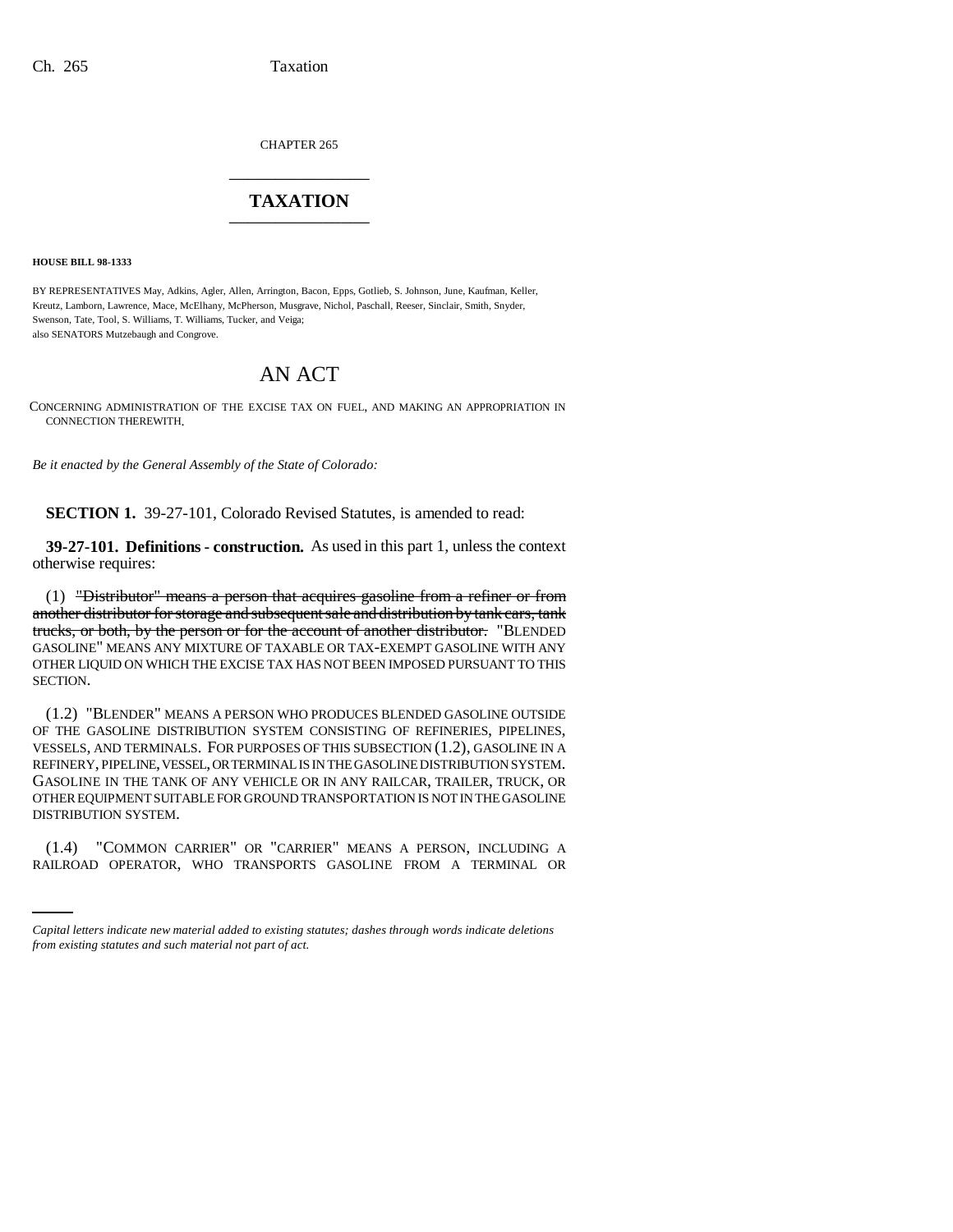CHAPTER 265

# TAXATION

**HOUSE BILL 98-1333**

BY REPRESENTATIVES May, Adkins, Agler, Allen, Arrington, Bacon, Epps, Gotlieb, S. Johnson, June, Kaufman, Keller, Kreutz, Lamborn, Lawrence, Mace, McElhany, McPherson, Musgrave, Nichol, Paschall, Reeser, Sinclair, Smith, Snyder, Swenson, Tate, Tool, S. Williams, T. Williams, Tucker, and Veiga;
also SENATORS Mutzebaugh and Congrove.

## AN ACT

CONCERNING ADMINISTRATION OF THE EXCISE TAX ON FUEL, AND MAKING AN APPROPRIATION IN CONNECTION THEREWITH.

*Be it enacted by the General Assembly of the State of Colorado:*

**SECTION 1.** 39-27-101, Colorado Revised Statutes, is amended to read:

**39-27-101. Definitions - construction.** As used in this part 1, unless the context otherwise requires:

(1) ~~"Distributor" means a person that acquires gasoline from a refiner or from another distributor for storage and subsequent sale and distribution by tank cars, tank trucks, or both, by the person or for the account of another distributor.~~ "BLENDED GASOLINE" MEANS ANY MIXTURE OF TAXABLE OR TAX-EXEMPT GASOLINE WITH ANY OTHER LIQUID ON WHICH THE EXCISE TAX HAS NOT BEEN IMPOSED PURSUANT TO THIS SECTION.

(1.2) "BLENDER" MEANS A PERSON WHO PRODUCES BLENDED GASOLINE OUTSIDE OF THE GASOLINE DISTRIBUTION SYSTEM CONSISTING OF REFINERIES, PIPELINES, VESSELS, AND TERMINALS. FOR PURPOSES OF THIS SUBSECTION (1.2), GASOLINE IN A REFINERY, PIPELINE, VESSEL, OR TERMINAL IS IN THE GASOLINE DISTRIBUTION SYSTEM. GASOLINE IN THE TANK OF ANY VEHICLE OR IN ANY RAILCAR, TRAILER, TRUCK, OR OTHER EQUIPMENT SUITABLE FOR GROUND TRANSPORTATION IS NOT IN THE GASOLINE DISTRIBUTION SYSTEM.

(1.4) "COMMON CARRIER" OR "CARRIER" MEANS A PERSON, INCLUDING A RAILROAD OPERATOR, WHO TRANSPORTS GASOLINE FROM A TERMINAL OR

*Capital letters indicate new material added to existing statutes; dashes through words indicate deletions from existing statutes and such material not part of act.*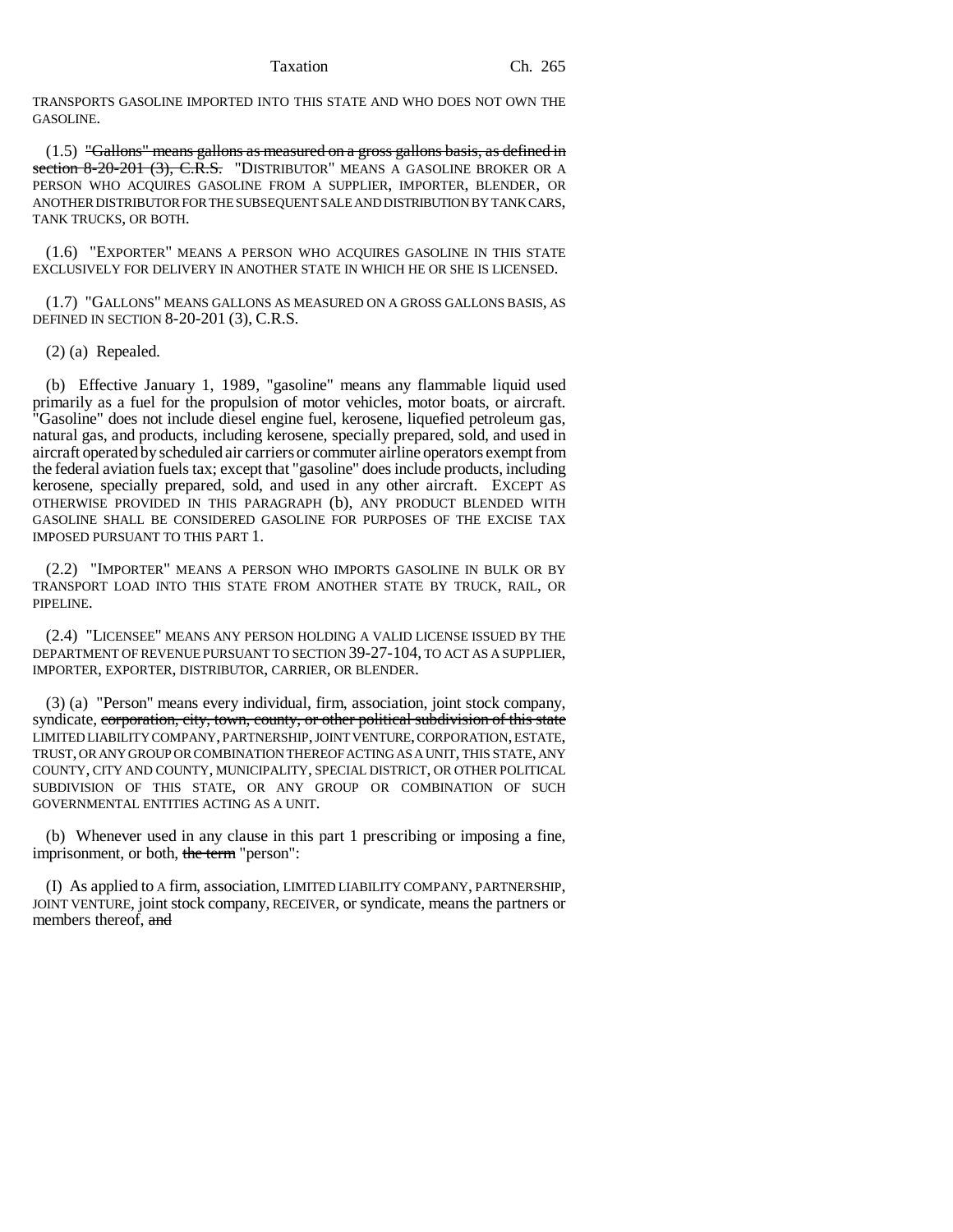TRANSPORTS GASOLINE IMPORTED INTO THIS STATE AND WHO DOES NOT OWN THE GASOLINE.

(1.5) ~~"Gallons" means gallons as measured on a gross gallons basis, as defined in section 8-20-201 (3), C.R.S.~~ "DISTRIBUTOR" MEANS A GASOLINE BROKER OR A PERSON WHO ACQUIRES GASOLINE FROM A SUPPLIER, IMPORTER, BLENDER, OR ANOTHER DISTRIBUTOR FOR THE SUBSEQUENT SALE AND DISTRIBUTION BY TANK CARS, TANK TRUCKS, OR BOTH.

(1.6) "EXPORTER" MEANS A PERSON WHO ACQUIRES GASOLINE IN THIS STATE EXCLUSIVELY FOR DELIVERY IN ANOTHER STATE IN WHICH HE OR SHE IS LICENSED.

(1.7) "GALLONS" MEANS GALLONS AS MEASURED ON A GROSS GALLONS BASIS, AS DEFINED IN SECTION 8-20-201 (3), C.R.S.

(2) (a) Repealed.

(b) Effective January 1, 1989, "gasoline" means any flammable liquid used primarily as a fuel for the propulsion of motor vehicles, motor boats, or aircraft. "Gasoline" does not include diesel engine fuel, kerosene, liquefied petroleum gas, natural gas, and products, including kerosene, specially prepared, sold, and used in aircraft operated by scheduled air carriers or commuter airline operators exempt from the federal aviation fuels tax; except that "gasoline" does include products, including kerosene, specially prepared, sold, and used in any other aircraft. EXCEPT AS OTHERWISE PROVIDED IN THIS PARAGRAPH (b), ANY PRODUCT BLENDED WITH GASOLINE SHALL BE CONSIDERED GASOLINE FOR PURPOSES OF THE EXCISE TAX IMPOSED PURSUANT TO THIS PART 1.

(2.2) "IMPORTER" MEANS A PERSON WHO IMPORTS GASOLINE IN BULK OR BY TRANSPORT LOAD INTO THIS STATE FROM ANOTHER STATE BY TRUCK, RAIL, OR PIPELINE.

(2.4) "LICENSEE" MEANS ANY PERSON HOLDING A VALID LICENSE ISSUED BY THE DEPARTMENT OF REVENUE PURSUANT TO SECTION 39-27-104, TO ACT AS A SUPPLIER, IMPORTER, EXPORTER, DISTRIBUTOR, CARRIER, OR BLENDER.

(3) (a) "Person" means every individual, firm, association, joint stock company, syndicate, ~~corporation, city, town, county, or other political subdivision of this state~~ LIMITED LIABILITY COMPANY, PARTNERSHIP, JOINT VENTURE, CORPORATION, ESTATE, TRUST, OR ANY GROUP OR COMBINATION THEREOF ACTING AS A UNIT, THIS STATE, ANY COUNTY, CITY AND COUNTY, MUNICIPALITY, SPECIAL DISTRICT, OR OTHER POLITICAL SUBDIVISION OF THIS STATE, OR ANY GROUP OR COMBINATION OF SUCH GOVERNMENTAL ENTITIES ACTING AS A UNIT.

(b) Whenever used in any clause in this part 1 prescribing or imposing a fine, imprisonment, or both, ~~the term~~ "person":

(I) As applied to A firm, association, LIMITED LIABILITY COMPANY, PARTNERSHIP, JOINT VENTURE, joint stock company, RECEIVER, or syndicate, means the partners or members thereof, ~~and~~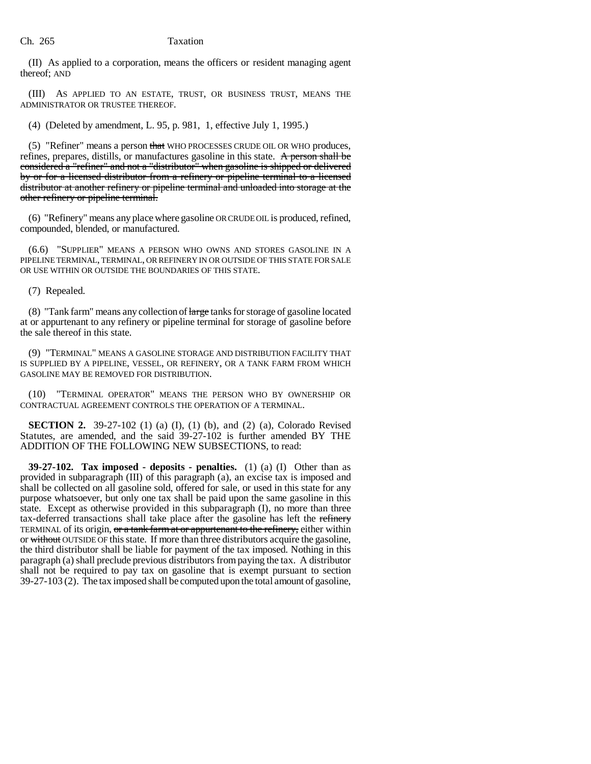(II) As applied to a corporation, means the officers or resident managing agent thereof; AND

(III) AS APPLIED TO AN ESTATE, TRUST, OR BUSINESS TRUST, MEANS THE ADMINISTRATOR OR TRUSTEE THEREOF.

(4) (Deleted by amendment, L. 95, p. 981, 1, effective July 1, 1995.)

(5) "Refiner" means a person ~~that~~ WHO PROCESSES CRUDE OIL OR WHO produces, refines, prepares, distills, or manufactures gasoline in this state. ~~A person shall be considered a "refiner" and not a "distributor" when gasoline is shipped or delivered by or for a licensed distributor from a refinery or pipeline terminal to a licensed distributor at another refinery or pipeline terminal and unloaded into storage at the other refinery or pipeline terminal.~~

(6) "Refinery" means any place where gasoline OR CRUDE OIL is produced, refined, compounded, blended, or manufactured.

(6.6) "SUPPLIER" MEANS A PERSON WHO OWNS AND STORES GASOLINE IN A PIPELINE TERMINAL, TERMINAL, OR REFINERY IN OR OUTSIDE OF THIS STATE FOR SALE OR USE WITHIN OR OUTSIDE THE BOUNDARIES OF THIS STATE.

(7) Repealed.

(8) "Tank farm" means any collection of ~~large~~ tanks for storage of gasoline located at or appurtenant to any refinery or pipeline terminal for storage of gasoline before the sale thereof in this state.

(9) "TERMINAL" MEANS A GASOLINE STORAGE AND DISTRIBUTION FACILITY THAT IS SUPPLIED BY A PIPELINE, VESSEL, OR REFINERY, OR A TANK FARM FROM WHICH GASOLINE MAY BE REMOVED FOR DISTRIBUTION.

(10) "TERMINAL OPERATOR" MEANS THE PERSON WHO BY OWNERSHIP OR CONTRACTUAL AGREEMENT CONTROLS THE OPERATION OF A TERMINAL.

**SECTION 2.** 39-27-102 (1) (a) (I), (1) (b), and (2) (a), Colorado Revised Statutes, are amended, and the said 39-27-102 is further amended BY THE ADDITION OF THE FOLLOWING NEW SUBSECTIONS, to read:

**39-27-102. Tax imposed - deposits - penalties.** (1) (a) (I) Other than as provided in subparagraph (III) of this paragraph (a), an excise tax is imposed and shall be collected on all gasoline sold, offered for sale, or used in this state for any purpose whatsoever, but only one tax shall be paid upon the same gasoline in this state. Except as otherwise provided in this subparagraph (I), no more than three tax-deferred transactions shall take place after the gasoline has left the ~~refinery~~ TERMINAL of its origin, ~~or a tank farm at or appurtenant to the refinery,~~ either within or ~~without~~ OUTSIDE OF this state. If more than three distributors acquire the gasoline, the third distributor shall be liable for payment of the tax imposed. Nothing in this paragraph (a) shall preclude previous distributors from paying the tax. A distributor shall not be required to pay tax on gasoline that is exempt pursuant to section 39-27-103 (2). The tax imposed shall be computed upon the total amount of gasoline,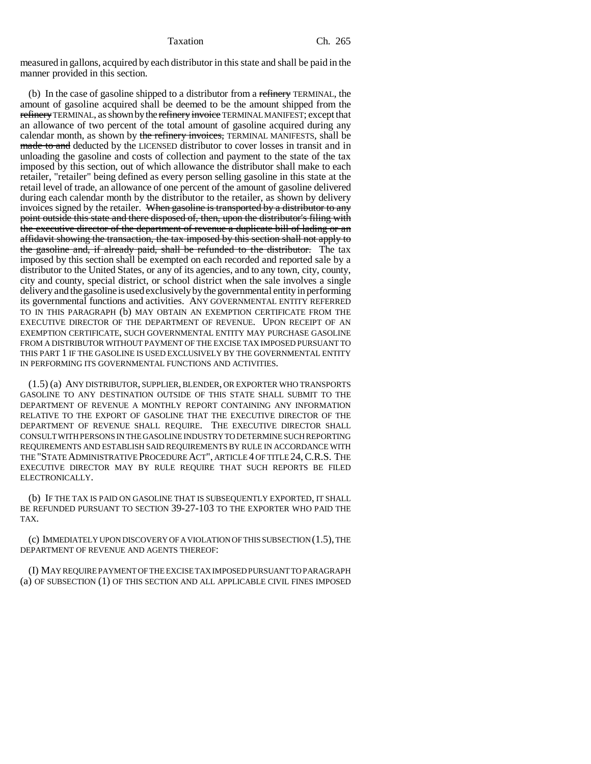measured in gallons, acquired by each distributor in this state and shall be paid in the manner provided in this section.

(b) In the case of gasoline shipped to a distributor from a ~~refinery~~ TERMINAL, the amount of gasoline acquired shall be deemed to be the amount shipped from the ~~refinery~~ TERMINAL, as shown by the ~~refinery invoice~~ TERMINAL MANIFEST; except that an allowance of two percent of the total amount of gasoline acquired during any calendar month, as shown by ~~the refinery invoices,~~ TERMINAL MANIFESTS, shall be ~~made to and~~ deducted by the LICENSED distributor to cover losses in transit and in unloading the gasoline and costs of collection and payment to the state of the tax imposed by this section, out of which allowance the distributor shall make to each retailer, "retailer" being defined as every person selling gasoline in this state at the retail level of trade, an allowance of one percent of the amount of gasoline delivered during each calendar month by the distributor to the retailer, as shown by delivery invoices signed by the retailer. ~~When gasoline is transported by a distributor to any point outside this state and there disposed of, then, upon the distributor's filing with the executive director of the department of revenue a duplicate bill of lading or an affidavit showing the transaction, the tax imposed by this section shall not apply to the gasoline and, if already paid, shall be refunded to the distributor.~~ The tax imposed by this section shall be exempted on each recorded and reported sale by a distributor to the United States, or any of its agencies, and to any town, city, county, city and county, special district, or school district when the sale involves a single delivery and the gasoline is used exclusively by the governmental entity in performing its governmental functions and activities. ANY GOVERNMENTAL ENTITY REFERRED TO IN THIS PARAGRAPH (b) MAY OBTAIN AN EXEMPTION CERTIFICATE FROM THE EXECUTIVE DIRECTOR OF THE DEPARTMENT OF REVENUE. UPON RECEIPT OF AN EXEMPTION CERTIFICATE, SUCH GOVERNMENTAL ENTITY MAY PURCHASE GASOLINE FROM A DISTRIBUTOR WITHOUT PAYMENT OF THE EXCISE TAX IMPOSED PURSUANT TO THIS PART 1 IF THE GASOLINE IS USED EXCLUSIVELY BY THE GOVERNMENTAL ENTITY IN PERFORMING ITS GOVERNMENTAL FUNCTIONS AND ACTIVITIES.

(1.5) (a) ANY DISTRIBUTOR, SUPPLIER, BLENDER, OR EXPORTER WHO TRANSPORTS GASOLINE TO ANY DESTINATION OUTSIDE OF THIS STATE SHALL SUBMIT TO THE DEPARTMENT OF REVENUE A MONTHLY REPORT CONTAINING ANY INFORMATION RELATIVE TO THE EXPORT OF GASOLINE THAT THE EXECUTIVE DIRECTOR OF THE DEPARTMENT OF REVENUE SHALL REQUIRE. THE EXECUTIVE DIRECTOR SHALL CONSULT WITH PERSONS IN THE GASOLINE INDUSTRY TO DETERMINE SUCH REPORTING REQUIREMENTS AND ESTABLISH SAID REQUIREMENTS BY RULE IN ACCORDANCE WITH THE "STATE ADMINISTRATIVE PROCEDURE ACT", ARTICLE 4 OF TITLE 24, C.R.S. THE EXECUTIVE DIRECTOR MAY BY RULE REQUIRE THAT SUCH REPORTS BE FILED ELECTRONICALLY.

(b) IF THE TAX IS PAID ON GASOLINE THAT IS SUBSEQUENTLY EXPORTED, IT SHALL BE REFUNDED PURSUANT TO SECTION 39-27-103 TO THE EXPORTER WHO PAID THE TAX.

(c) IMMEDIATELY UPON DISCOVERY OF A VIOLATION OF THIS SUBSECTION (1.5), THE DEPARTMENT OF REVENUE AND AGENTS THEREOF:

(I) MAY REQUIRE PAYMENT OF THE EXCISE TAX IMPOSED PURSUANT TO PARAGRAPH (a) OF SUBSECTION (1) OF THIS SECTION AND ALL APPLICABLE CIVIL FINES IMPOSED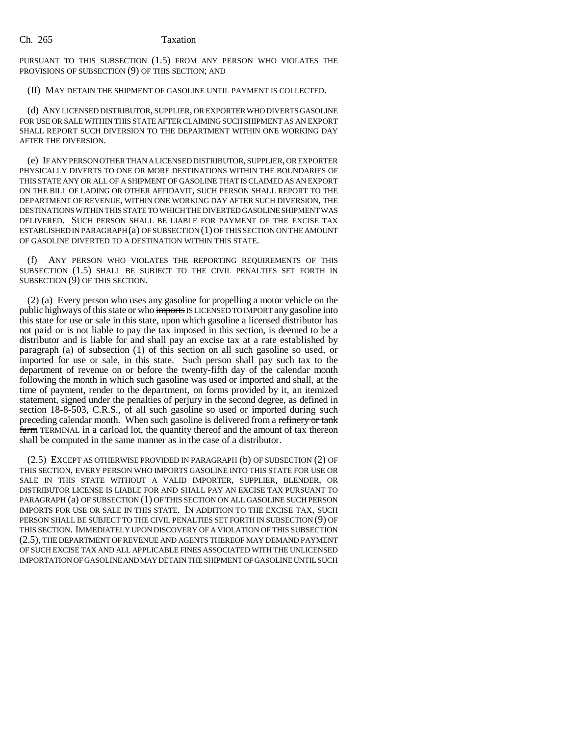PURSUANT TO THIS SUBSECTION (1.5) FROM ANY PERSON WHO VIOLATES THE PROVISIONS OF SUBSECTION (9) OF THIS SECTION; AND

(II) MAY DETAIN THE SHIPMENT OF GASOLINE UNTIL PAYMENT IS COLLECTED.

(d) ANY LICENSED DISTRIBUTOR, SUPPLIER, OR EXPORTER WHO DIVERTS GASOLINE FOR USE OR SALE WITHIN THIS STATE AFTER CLAIMING SUCH SHIPMENT AS AN EXPORT SHALL REPORT SUCH DIVERSION TO THE DEPARTMENT WITHIN ONE WORKING DAY AFTER THE DIVERSION.

(e) IF ANY PERSON OTHER THAN A LICENSED DISTRIBUTOR, SUPPLIER, OR EXPORTER PHYSICALLY DIVERTS TO ONE OR MORE DESTINATIONS WITHIN THE BOUNDARIES OF THIS STATE ANY OR ALL OF A SHIPMENT OF GASOLINE THAT IS CLAIMED AS AN EXPORT ON THE BILL OF LADING OR OTHER AFFIDAVIT, SUCH PERSON SHALL REPORT TO THE DEPARTMENT OF REVENUE, WITHIN ONE WORKING DAY AFTER SUCH DIVERSION, THE DESTINATIONS WITHIN THIS STATE TO WHICH THE DIVERTED GASOLINE SHIPMENT WAS DELIVERED. SUCH PERSON SHALL BE LIABLE FOR PAYMENT OF THE EXCISE TAX ESTABLISHED IN PARAGRAPH (a) OF SUBSECTION (1) OF THIS SECTION ON THE AMOUNT OF GASOLINE DIVERTED TO A DESTINATION WITHIN THIS STATE.

(f) ANY PERSON WHO VIOLATES THE REPORTING REQUIREMENTS OF THIS SUBSECTION (1.5) SHALL BE SUBJECT TO THE CIVIL PENALTIES SET FORTH IN SUBSECTION (9) OF THIS SECTION.

(2) (a) Every person who uses any gasoline for propelling a motor vehicle on the public highways of this state or who ~~imports~~ IS LICENSED TO IMPORT any gasoline into this state for use or sale in this state, upon which gasoline a licensed distributor has not paid or is not liable to pay the tax imposed in this section, is deemed to be a distributor and is liable for and shall pay an excise tax at a rate established by paragraph (a) of subsection (1) of this section on all such gasoline so used, or imported for use or sale, in this state. Such person shall pay such tax to the department of revenue on or before the twenty-fifth day of the calendar month following the month in which such gasoline was used or imported and shall, at the time of payment, render to the department, on forms provided by it, an itemized statement, signed under the penalties of perjury in the second degree, as defined in section 18-8-503, C.R.S., of all such gasoline so used or imported during such preceding calendar month. When such gasoline is delivered from a ~~refinery or tank farm~~ TERMINAL in a carload lot, the quantity thereof and the amount of tax thereon shall be computed in the same manner as in the case of a distributor.

(2.5) EXCEPT AS OTHERWISE PROVIDED IN PARAGRAPH (b) OF SUBSECTION (2) OF THIS SECTION, EVERY PERSON WHO IMPORTS GASOLINE INTO THIS STATE FOR USE OR SALE IN THIS STATE WITHOUT A VALID IMPORTER, SUPPLIER, BLENDER, OR DISTRIBUTOR LICENSE IS LIABLE FOR AND SHALL PAY AN EXCISE TAX PURSUANT TO PARAGRAPH (a) OF SUBSECTION (1) OF THIS SECTION ON ALL GASOLINE SUCH PERSON IMPORTS FOR USE OR SALE IN THIS STATE. IN ADDITION TO THE EXCISE TAX, SUCH PERSON SHALL BE SUBJECT TO THE CIVIL PENALTIES SET FORTH IN SUBSECTION (9) OF THIS SECTION. IMMEDIATELY UPON DISCOVERY OF A VIOLATION OF THIS SUBSECTION (2.5), THE DEPARTMENT OF REVENUE AND AGENTS THEREOF MAY DEMAND PAYMENT OF SUCH EXCISE TAX AND ALL APPLICABLE FINES ASSOCIATED WITH THE UNLICENSED IMPORTATION OF GASOLINE AND MAY DETAIN THE SHIPMENT OF GASOLINE UNTIL SUCH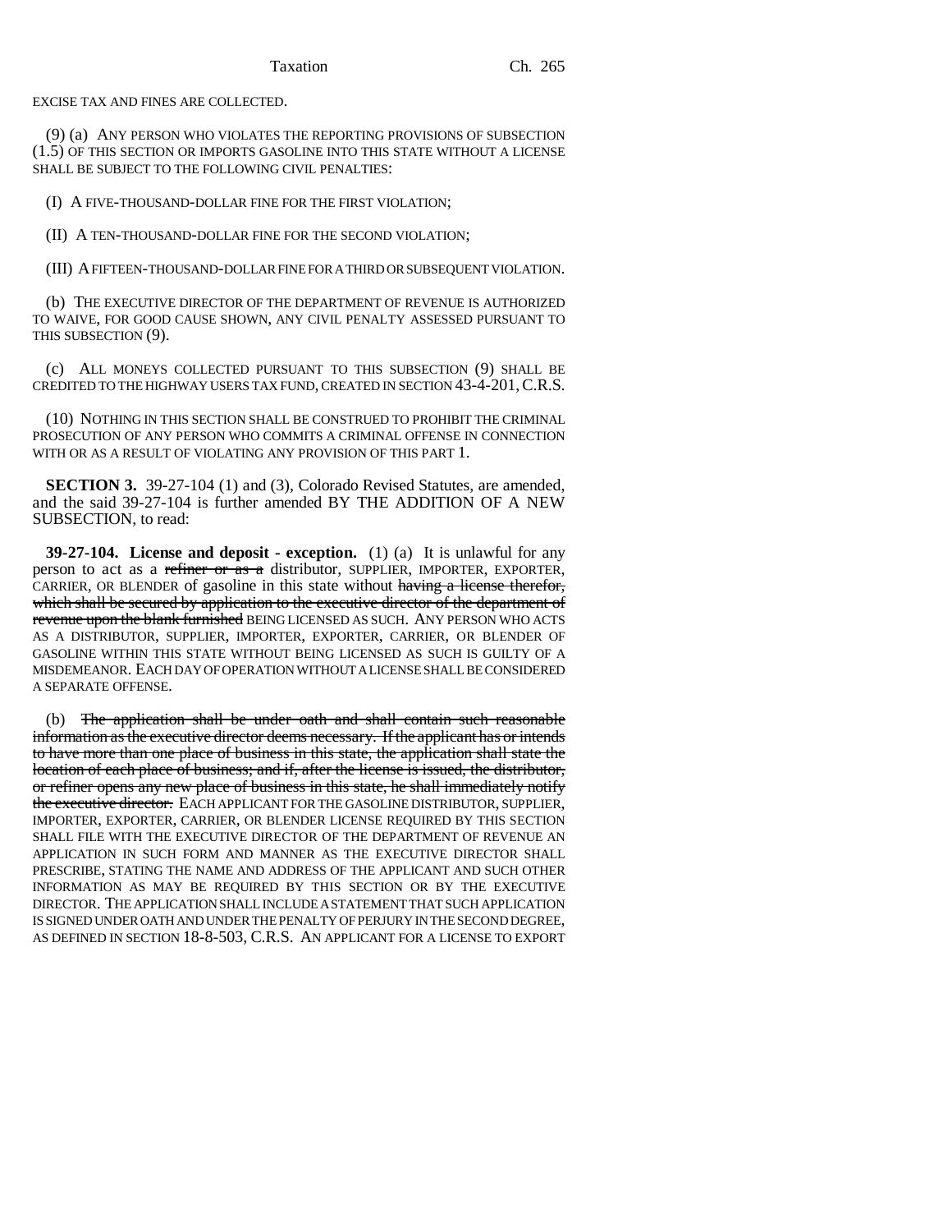EXCISE TAX AND FINES ARE COLLECTED.

(9) (a) ANY PERSON WHO VIOLATES THE REPORTING PROVISIONS OF SUBSECTION (1.5) OF THIS SECTION OR IMPORTS GASOLINE INTO THIS STATE WITHOUT A LICENSE SHALL BE SUBJECT TO THE FOLLOWING CIVIL PENALTIES:

(I) A FIVE-THOUSAND-DOLLAR FINE FOR THE FIRST VIOLATION;

(II) A TEN-THOUSAND-DOLLAR FINE FOR THE SECOND VIOLATION;

(III) A FIFTEEN-THOUSAND-DOLLAR FINE FOR A THIRD OR SUBSEQUENT VIOLATION.

(b) THE EXECUTIVE DIRECTOR OF THE DEPARTMENT OF REVENUE IS AUTHORIZED TO WAIVE, FOR GOOD CAUSE SHOWN, ANY CIVIL PENALTY ASSESSED PURSUANT TO THIS SUBSECTION (9).

(c) ALL MONEYS COLLECTED PURSUANT TO THIS SUBSECTION (9) SHALL BE CREDITED TO THE HIGHWAY USERS TAX FUND, CREATED IN SECTION 43-4-201, C.R.S.

(10) NOTHING IN THIS SECTION SHALL BE CONSTRUED TO PROHIBIT THE CRIMINAL PROSECUTION OF ANY PERSON WHO COMMITS A CRIMINAL OFFENSE IN CONNECTION WITH OR AS A RESULT OF VIOLATING ANY PROVISION OF THIS PART 1.

**SECTION 3.** 39-27-104 (1) and (3), Colorado Revised Statutes, are amended, and the said 39-27-104 is further amended BY THE ADDITION OF A NEW SUBSECTION, to read:

**39-27-104. License and deposit - exception.** (1) (a) It is unlawful for any person to act as a ~~refiner or as a~~ distributor, SUPPLIER, IMPORTER, EXPORTER, CARRIER, OR BLENDER of gasoline in this state without ~~having a license therefor, which shall be secured by application to the executive director of the department of revenue upon the blank furnished~~ BEING LICENSED AS SUCH. ANY PERSON WHO ACTS AS A DISTRIBUTOR, SUPPLIER, IMPORTER, EXPORTER, CARRIER, OR BLENDER OF GASOLINE WITHIN THIS STATE WITHOUT BEING LICENSED AS SUCH IS GUILTY OF A MISDEMEANOR. EACH DAY OF OPERATION WITHOUT A LICENSE SHALL BE CONSIDERED A SEPARATE OFFENSE.

(b) ~~The application shall be under oath and shall contain such reasonable information as the executive director deems necessary. If the applicant has or intends to have more than one place of business in this state, the application shall state the location of each place of business; and if, after the license is issued, the distributor, or refiner opens any new place of business in this state, he shall immediately notify the executive director.~~ EACH APPLICANT FOR THE GASOLINE DISTRIBUTOR, SUPPLIER, IMPORTER, EXPORTER, CARRIER, OR BLENDER LICENSE REQUIRED BY THIS SECTION SHALL FILE WITH THE EXECUTIVE DIRECTOR OF THE DEPARTMENT OF REVENUE AN APPLICATION IN SUCH FORM AND MANNER AS THE EXECUTIVE DIRECTOR SHALL PRESCRIBE, STATING THE NAME AND ADDRESS OF THE APPLICANT AND SUCH OTHER INFORMATION AS MAY BE REQUIRED BY THIS SECTION OR BY THE EXECUTIVE DIRECTOR. THE APPLICATION SHALL INCLUDE A STATEMENT THAT SUCH APPLICATION IS SIGNED UNDER OATH AND UNDER THE PENALTY OF PERJURY IN THE SECOND DEGREE, AS DEFINED IN SECTION 18-8-503, C.R.S. AN APPLICANT FOR A LICENSE TO EXPORT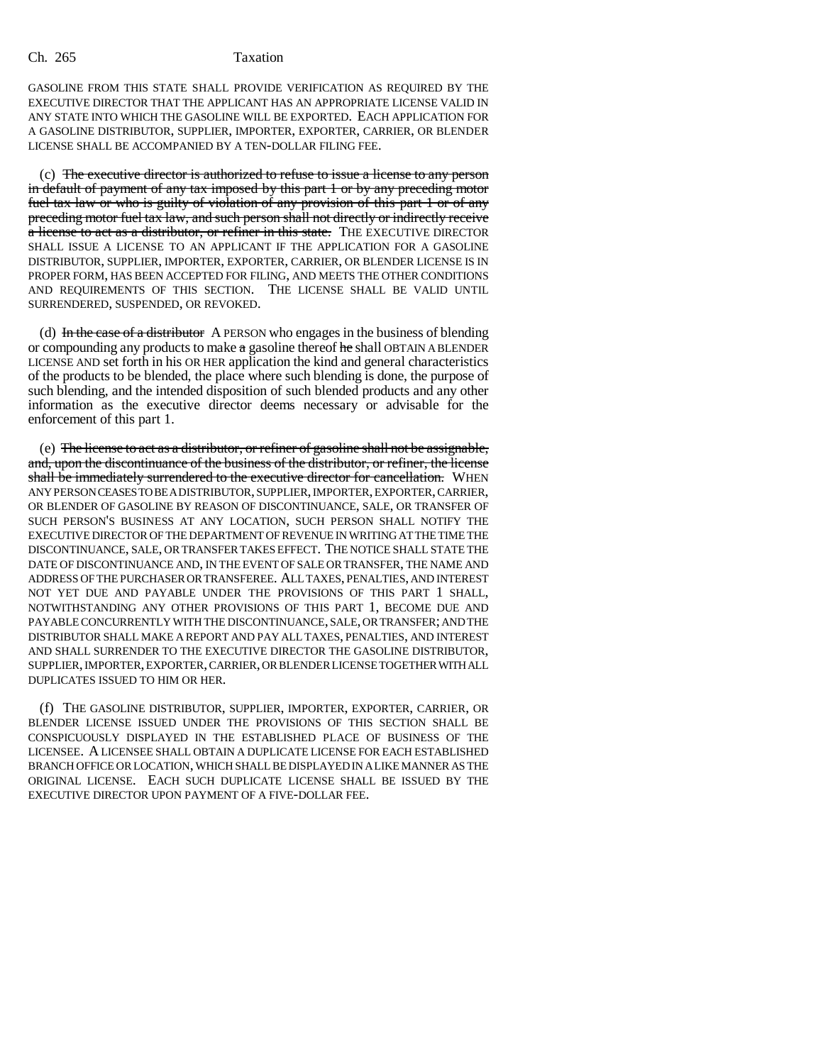GASOLINE FROM THIS STATE SHALL PROVIDE VERIFICATION AS REQUIRED BY THE EXECUTIVE DIRECTOR THAT THE APPLICANT HAS AN APPROPRIATE LICENSE VALID IN ANY STATE INTO WHICH THE GASOLINE WILL BE EXPORTED. EACH APPLICATION FOR A GASOLINE DISTRIBUTOR, SUPPLIER, IMPORTER, EXPORTER, CARRIER, OR BLENDER LICENSE SHALL BE ACCOMPANIED BY A TEN-DOLLAR FILING FEE.

(c) ~~The executive director is authorized to refuse to issue a license to any person in default of payment of any tax imposed by this part 1 or by any preceding motor fuel tax law or who is guilty of violation of any provision of this part 1 or of any preceding motor fuel tax law, and such person shall not directly or indirectly receive a license to act as a distributor, or refiner in this state.~~ THE EXECUTIVE DIRECTOR SHALL ISSUE A LICENSE TO AN APPLICANT IF THE APPLICATION FOR A GASOLINE DISTRIBUTOR, SUPPLIER, IMPORTER, EXPORTER, CARRIER, OR BLENDER LICENSE IS IN PROPER FORM, HAS BEEN ACCEPTED FOR FILING, AND MEETS THE OTHER CONDITIONS AND REQUIREMENTS OF THIS SECTION. THE LICENSE SHALL BE VALID UNTIL SURRENDERED, SUSPENDED, OR REVOKED.

(d) ~~In the case of a distributor~~ A PERSON who engages in the business of blending or compounding any products to make ~~a~~ gasoline thereof ~~he~~ shall OBTAIN A BLENDER LICENSE AND set forth in his OR HER application the kind and general characteristics of the products to be blended, the place where such blending is done, the purpose of such blending, and the intended disposition of such blended products and any other information as the executive director deems necessary or advisable for the enforcement of this part 1.

(e) ~~The license to act as a distributor, or refiner of gasoline shall not be assignable, and, upon the discontinuance of the business of the distributor, or refiner, the license shall be immediately surrendered to the executive director for cancellation.~~ WHEN ANY PERSON CEASES TO BE A DISTRIBUTOR, SUPPLIER, IMPORTER, EXPORTER, CARRIER, OR BLENDER OF GASOLINE BY REASON OF DISCONTINUANCE, SALE, OR TRANSFER OF SUCH PERSON'S BUSINESS AT ANY LOCATION, SUCH PERSON SHALL NOTIFY THE EXECUTIVE DIRECTOR OF THE DEPARTMENT OF REVENUE IN WRITING AT THE TIME THE DISCONTINUANCE, SALE, OR TRANSFER TAKES EFFECT. THE NOTICE SHALL STATE THE DATE OF DISCONTINUANCE AND, IN THE EVENT OF SALE OR TRANSFER, THE NAME AND ADDRESS OF THE PURCHASER OR TRANSFEREE. ALL TAXES, PENALTIES, AND INTEREST NOT YET DUE AND PAYABLE UNDER THE PROVISIONS OF THIS PART 1 SHALL, NOTWITHSTANDING ANY OTHER PROVISIONS OF THIS PART 1, BECOME DUE AND PAYABLE CONCURRENTLY WITH THE DISCONTINUANCE, SALE, OR TRANSFER; AND THE DISTRIBUTOR SHALL MAKE A REPORT AND PAY ALL TAXES, PENALTIES, AND INTEREST AND SHALL SURRENDER TO THE EXECUTIVE DIRECTOR THE GASOLINE DISTRIBUTOR, SUPPLIER, IMPORTER, EXPORTER, CARRIER, OR BLENDER LICENSE TOGETHER WITH ALL DUPLICATES ISSUED TO HIM OR HER.

(f) THE GASOLINE DISTRIBUTOR, SUPPLIER, IMPORTER, EXPORTER, CARRIER, OR BLENDER LICENSE ISSUED UNDER THE PROVISIONS OF THIS SECTION SHALL BE CONSPICUOUSLY DISPLAYED IN THE ESTABLISHED PLACE OF BUSINESS OF THE LICENSEE. A LICENSEE SHALL OBTAIN A DUPLICATE LICENSE FOR EACH ESTABLISHED BRANCH OFFICE OR LOCATION, WHICH SHALL BE DISPLAYED IN A LIKE MANNER AS THE ORIGINAL LICENSE. EACH SUCH DUPLICATE LICENSE SHALL BE ISSUED BY THE EXECUTIVE DIRECTOR UPON PAYMENT OF A FIVE-DOLLAR FEE.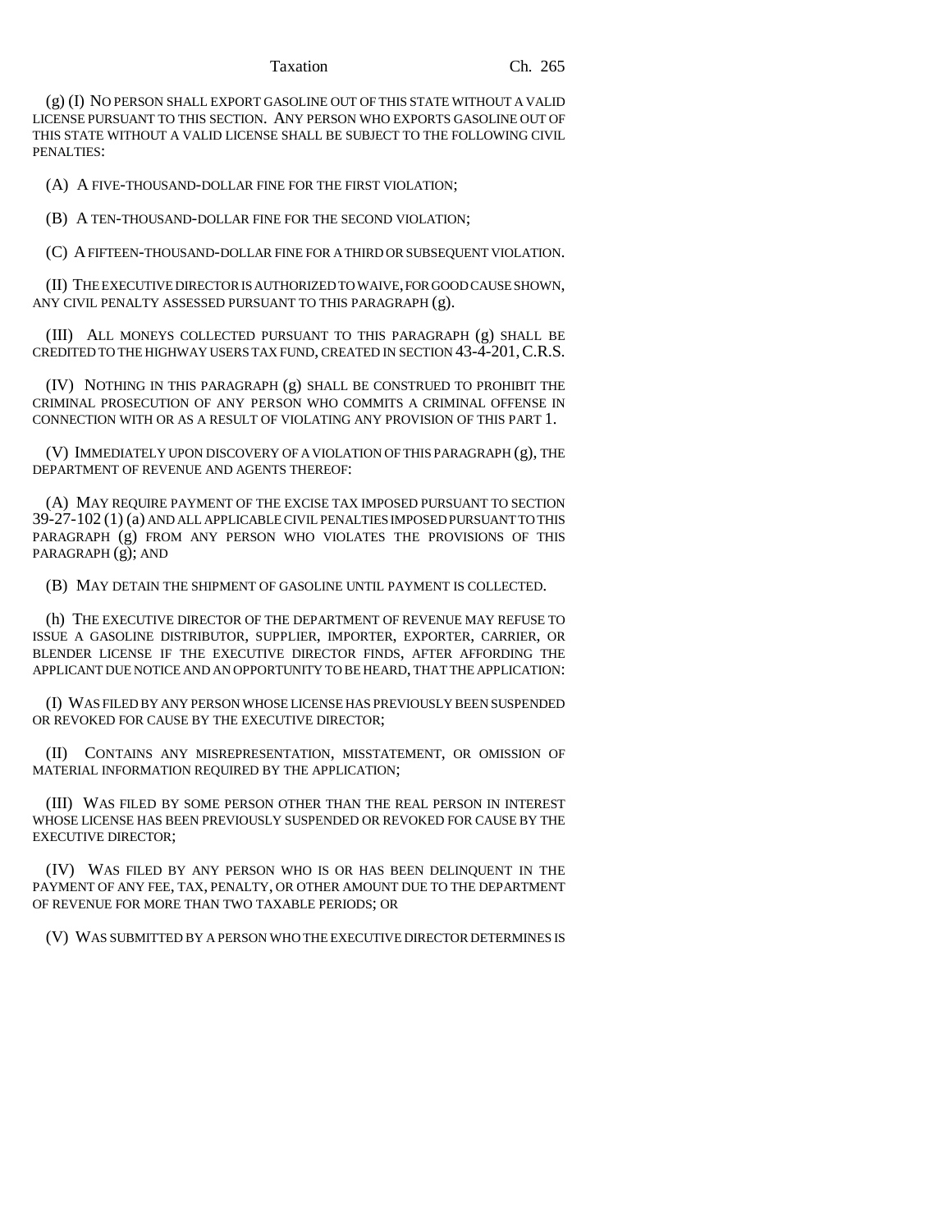(g) (I) NO PERSON SHALL EXPORT GASOLINE OUT OF THIS STATE WITHOUT A VALID LICENSE PURSUANT TO THIS SECTION. ANY PERSON WHO EXPORTS GASOLINE OUT OF THIS STATE WITHOUT A VALID LICENSE SHALL BE SUBJECT TO THE FOLLOWING CIVIL PENALTIES:

(A) A FIVE-THOUSAND-DOLLAR FINE FOR THE FIRST VIOLATION;

(B) A TEN-THOUSAND-DOLLAR FINE FOR THE SECOND VIOLATION;

(C) A FIFTEEN-THOUSAND-DOLLAR FINE FOR A THIRD OR SUBSEQUENT VIOLATION.

(II) THE EXECUTIVE DIRECTOR IS AUTHORIZED TO WAIVE, FOR GOOD CAUSE SHOWN, ANY CIVIL PENALTY ASSESSED PURSUANT TO THIS PARAGRAPH (g).

(III) ALL MONEYS COLLECTED PURSUANT TO THIS PARAGRAPH (g) SHALL BE CREDITED TO THE HIGHWAY USERS TAX FUND, CREATED IN SECTION 43-4-201, C.R.S.

(IV) NOTHING IN THIS PARAGRAPH (g) SHALL BE CONSTRUED TO PROHIBIT THE CRIMINAL PROSECUTION OF ANY PERSON WHO COMMITS A CRIMINAL OFFENSE IN CONNECTION WITH OR AS A RESULT OF VIOLATING ANY PROVISION OF THIS PART 1.

(V) IMMEDIATELY UPON DISCOVERY OF A VIOLATION OF THIS PARAGRAPH (g), THE DEPARTMENT OF REVENUE AND AGENTS THEREOF:

(A) MAY REQUIRE PAYMENT OF THE EXCISE TAX IMPOSED PURSUANT TO SECTION 39-27-102 (1) (a) AND ALL APPLICABLE CIVIL PENALTIES IMPOSED PURSUANT TO THIS PARAGRAPH (g) FROM ANY PERSON WHO VIOLATES THE PROVISIONS OF THIS PARAGRAPH (g); AND

(B) MAY DETAIN THE SHIPMENT OF GASOLINE UNTIL PAYMENT IS COLLECTED.

(h) THE EXECUTIVE DIRECTOR OF THE DEPARTMENT OF REVENUE MAY REFUSE TO ISSUE A GASOLINE DISTRIBUTOR, SUPPLIER, IMPORTER, EXPORTER, CARRIER, OR BLENDER LICENSE IF THE EXECUTIVE DIRECTOR FINDS, AFTER AFFORDING THE APPLICANT DUE NOTICE AND AN OPPORTUNITY TO BE HEARD, THAT THE APPLICATION:

(I) WAS FILED BY ANY PERSON WHOSE LICENSE HAS PREVIOUSLY BEEN SUSPENDED OR REVOKED FOR CAUSE BY THE EXECUTIVE DIRECTOR;

(II) CONTAINS ANY MISREPRESENTATION, MISSTATEMENT, OR OMISSION OF MATERIAL INFORMATION REQUIRED BY THE APPLICATION;

(III) WAS FILED BY SOME PERSON OTHER THAN THE REAL PERSON IN INTEREST WHOSE LICENSE HAS BEEN PREVIOUSLY SUSPENDED OR REVOKED FOR CAUSE BY THE EXECUTIVE DIRECTOR;

(IV) WAS FILED BY ANY PERSON WHO IS OR HAS BEEN DELINQUENT IN THE PAYMENT OF ANY FEE, TAX, PENALTY, OR OTHER AMOUNT DUE TO THE DEPARTMENT OF REVENUE FOR MORE THAN TWO TAXABLE PERIODS; OR

(V) WAS SUBMITTED BY A PERSON WHO THE EXECUTIVE DIRECTOR DETERMINES IS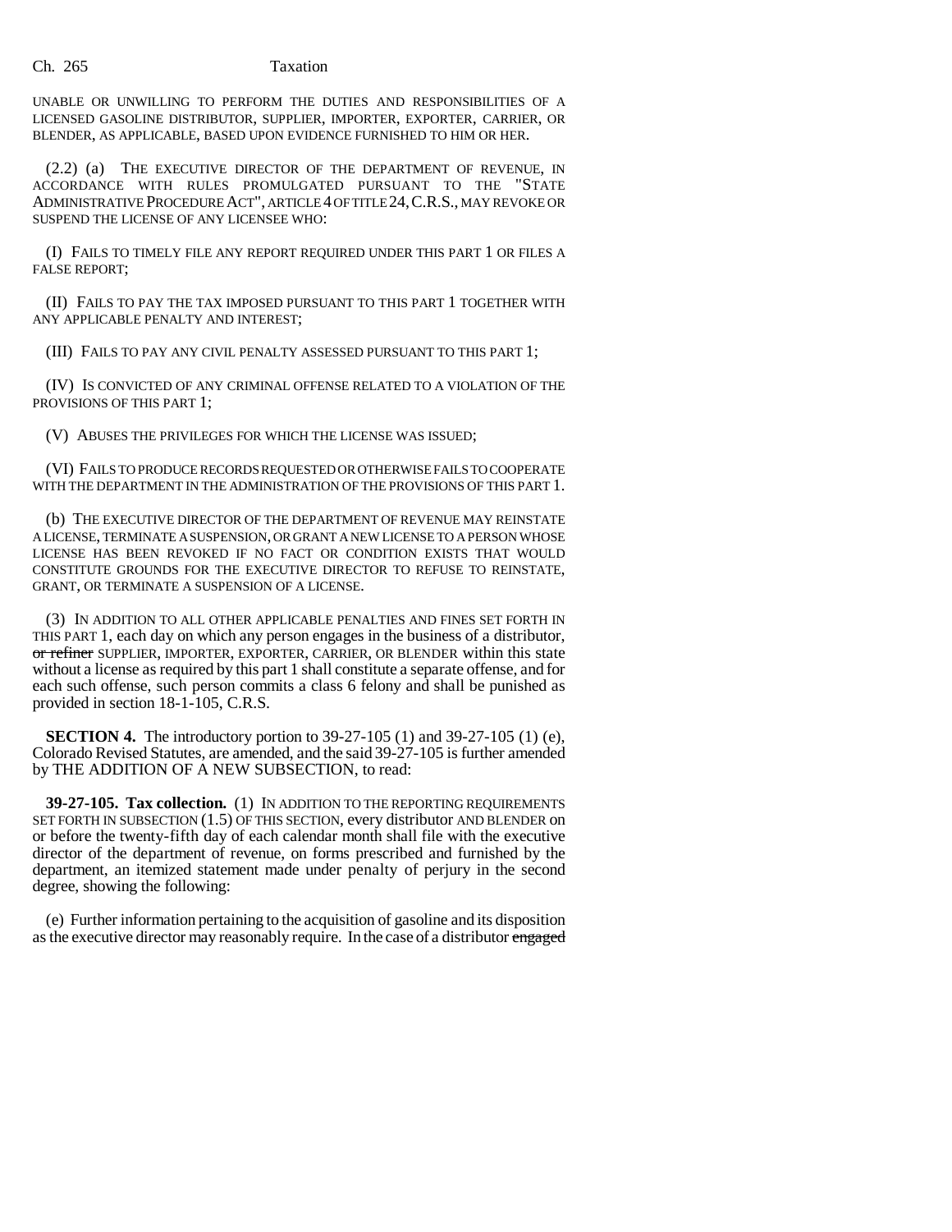UNABLE OR UNWILLING TO PERFORM THE DUTIES AND RESPONSIBILITIES OF A LICENSED GASOLINE DISTRIBUTOR, SUPPLIER, IMPORTER, EXPORTER, CARRIER, OR BLENDER, AS APPLICABLE, BASED UPON EVIDENCE FURNISHED TO HIM OR HER.

(2.2) (a) THE EXECUTIVE DIRECTOR OF THE DEPARTMENT OF REVENUE, IN ACCORDANCE WITH RULES PROMULGATED PURSUANT TO THE "STATE ADMINISTRATIVE PROCEDURE ACT", ARTICLE 4 OF TITLE 24, C.R.S., MAY REVOKE OR SUSPEND THE LICENSE OF ANY LICENSEE WHO:

(I) FAILS TO TIMELY FILE ANY REPORT REQUIRED UNDER THIS PART 1 OR FILES A FALSE REPORT;

(II) FAILS TO PAY THE TAX IMPOSED PURSUANT TO THIS PART 1 TOGETHER WITH ANY APPLICABLE PENALTY AND INTEREST;

(III) FAILS TO PAY ANY CIVIL PENALTY ASSESSED PURSUANT TO THIS PART 1;

(IV) IS CONVICTED OF ANY CRIMINAL OFFENSE RELATED TO A VIOLATION OF THE PROVISIONS OF THIS PART 1;

(V) ABUSES THE PRIVILEGES FOR WHICH THE LICENSE WAS ISSUED;

(VI) FAILS TO PRODUCE RECORDS REQUESTED OR OTHERWISE FAILS TO COOPERATE WITH THE DEPARTMENT IN THE ADMINISTRATION OF THE PROVISIONS OF THIS PART 1.

(b) THE EXECUTIVE DIRECTOR OF THE DEPARTMENT OF REVENUE MAY REINSTATE A LICENSE, TERMINATE A SUSPENSION, OR GRANT A NEW LICENSE TO A PERSON WHOSE LICENSE HAS BEEN REVOKED IF NO FACT OR CONDITION EXISTS THAT WOULD CONSTITUTE GROUNDS FOR THE EXECUTIVE DIRECTOR TO REFUSE TO REINSTATE, GRANT, OR TERMINATE A SUSPENSION OF A LICENSE.

(3) IN ADDITION TO ALL OTHER APPLICABLE PENALTIES AND FINES SET FORTH IN THIS PART 1, each day on which any person engages in the business of a distributor, ~~or refiner~~ SUPPLIER, IMPORTER, EXPORTER, CARRIER, OR BLENDER within this state without a license as required by this part 1 shall constitute a separate offense, and for each such offense, such person commits a class 6 felony and shall be punished as provided in section 18-1-105, C.R.S.

**SECTION 4.** The introductory portion to 39-27-105 (1) and 39-27-105 (1) (e), Colorado Revised Statutes, are amended, and the said 39-27-105 is further amended by THE ADDITION OF A NEW SUBSECTION, to read:

**39-27-105. Tax collection.** (1) IN ADDITION TO THE REPORTING REQUIREMENTS SET FORTH IN SUBSECTION (1.5) OF THIS SECTION, every distributor AND BLENDER on or before the twenty-fifth day of each calendar month shall file with the executive director of the department of revenue, on forms prescribed and furnished by the department, an itemized statement made under penalty of perjury in the second degree, showing the following:

(e) Further information pertaining to the acquisition of gasoline and its disposition as the executive director may reasonably require. In the case of a distributor ~~engaged~~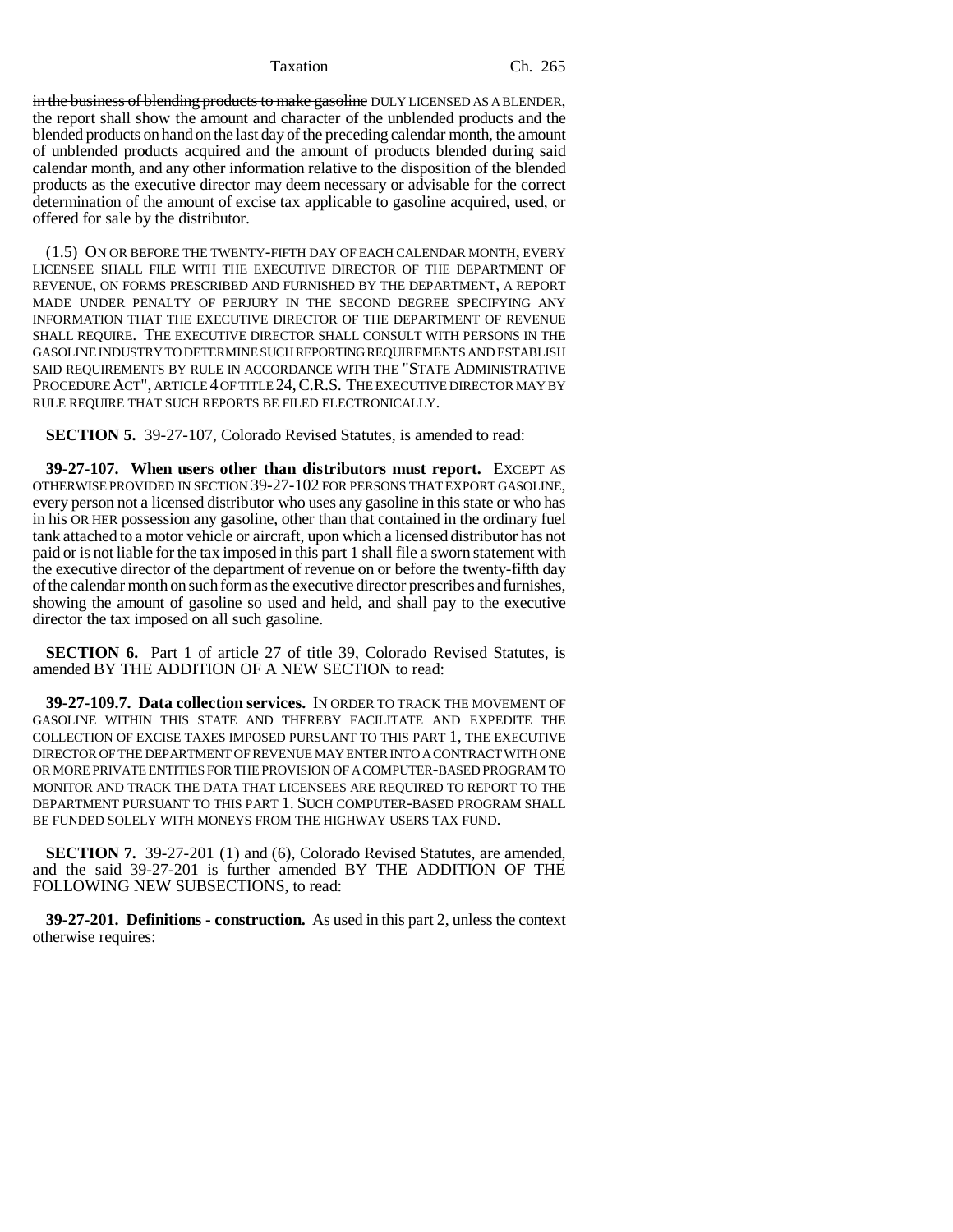in the business of blending products to make gasoline DULY LICENSED AS A BLENDER, the report shall show the amount and character of the unblended products and the blended products on hand on the last day of the preceding calendar month, the amount of unblended products acquired and the amount of products blended during said calendar month, and any other information relative to the disposition of the blended products as the executive director may deem necessary or advisable for the correct determination of the amount of excise tax applicable to gasoline acquired, used, or offered for sale by the distributor.

(1.5) ON OR BEFORE THE TWENTY-FIFTH DAY OF EACH CALENDAR MONTH, EVERY LICENSEE SHALL FILE WITH THE EXECUTIVE DIRECTOR OF THE DEPARTMENT OF REVENUE, ON FORMS PRESCRIBED AND FURNISHED BY THE DEPARTMENT, A REPORT MADE UNDER PENALTY OF PERJURY IN THE SECOND DEGREE SPECIFYING ANY INFORMATION THAT THE EXECUTIVE DIRECTOR OF THE DEPARTMENT OF REVENUE SHALL REQUIRE. THE EXECUTIVE DIRECTOR SHALL CONSULT WITH PERSONS IN THE GASOLINE INDUSTRY TO DETERMINE SUCH REPORTING REQUIREMENTS AND ESTABLISH SAID REQUIREMENTS BY RULE IN ACCORDANCE WITH THE "STATE ADMINISTRATIVE PROCEDURE ACT", ARTICLE 4 OF TITLE 24, C.R.S. THE EXECUTIVE DIRECTOR MAY BY RULE REQUIRE THAT SUCH REPORTS BE FILED ELECTRONICALLY.

**SECTION 5.** 39-27-107, Colorado Revised Statutes, is amended to read:

**39-27-107. When users other than distributors must report.** EXCEPT AS OTHERWISE PROVIDED IN SECTION 39-27-102 FOR PERSONS THAT EXPORT GASOLINE, every person not a licensed distributor who uses any gasoline in this state or who has in his OR HER possession any gasoline, other than that contained in the ordinary fuel tank attached to a motor vehicle or aircraft, upon which a licensed distributor has not paid or is not liable for the tax imposed in this part 1 shall file a sworn statement with the executive director of the department of revenue on or before the twenty-fifth day of the calendar month on such form as the executive director prescribes and furnishes, showing the amount of gasoline so used and held, and shall pay to the executive director the tax imposed on all such gasoline.

**SECTION 6.** Part 1 of article 27 of title 39, Colorado Revised Statutes, is amended BY THE ADDITION OF A NEW SECTION to read:

**39-27-109.7. Data collection services.** IN ORDER TO TRACK THE MOVEMENT OF GASOLINE WITHIN THIS STATE AND THEREBY FACILITATE AND EXPEDITE THE COLLECTION OF EXCISE TAXES IMPOSED PURSUANT TO THIS PART 1, THE EXECUTIVE DIRECTOR OF THE DEPARTMENT OF REVENUE MAY ENTER INTO A CONTRACT WITH ONE OR MORE PRIVATE ENTITIES FOR THE PROVISION OF A COMPUTER-BASED PROGRAM TO MONITOR AND TRACK THE DATA THAT LICENSEES ARE REQUIRED TO REPORT TO THE DEPARTMENT PURSUANT TO THIS PART 1. SUCH COMPUTER-BASED PROGRAM SHALL BE FUNDED SOLELY WITH MONEYS FROM THE HIGHWAY USERS TAX FUND.

**SECTION 7.** 39-27-201 (1) and (6), Colorado Revised Statutes, are amended, and the said 39-27-201 is further amended BY THE ADDITION OF THE FOLLOWING NEW SUBSECTIONS, to read:

**39-27-201. Definitions - construction.** As used in this part 2, unless the context otherwise requires: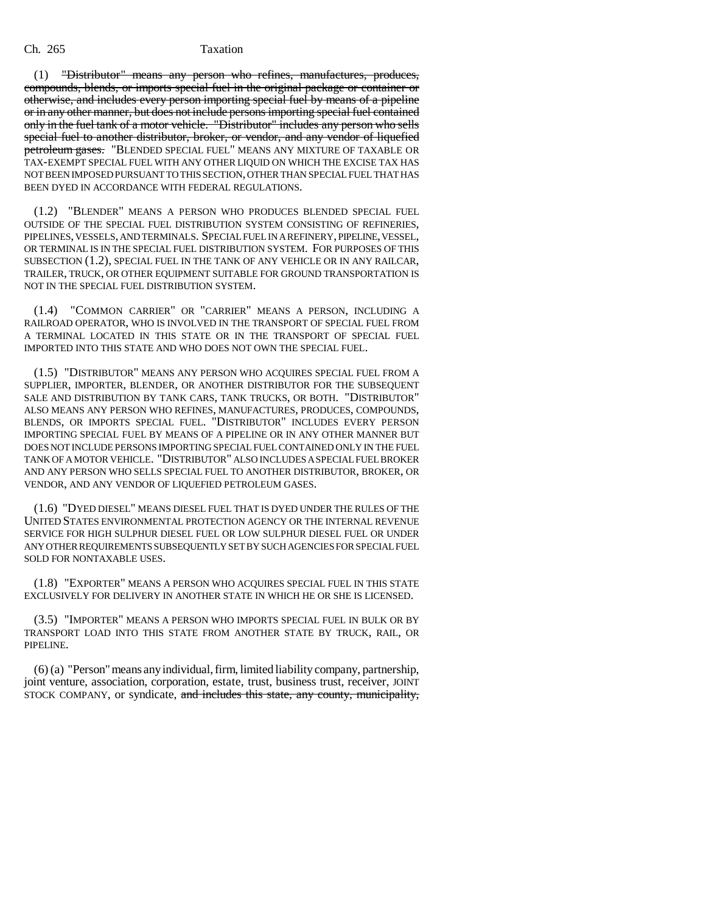(1) ~~"Distributor" means any person who refines, manufactures, produces, compounds, blends, or imports special fuel in the original package or container or otherwise, and includes every person importing special fuel by means of a pipeline or in any other manner, but does not include persons importing special fuel contained only in the fuel tank of a motor vehicle. "Distributor" includes any person who sells special fuel to another distributor, broker, or vendor, and any vendor of liquefied petroleum gases.~~ "BLENDED SPECIAL FUEL" MEANS ANY MIXTURE OF TAXABLE OR TAX-EXEMPT SPECIAL FUEL WITH ANY OTHER LIQUID ON WHICH THE EXCISE TAX HAS NOT BEEN IMPOSED PURSUANT TO THIS SECTION, OTHER THAN SPECIAL FUEL THAT HAS BEEN DYED IN ACCORDANCE WITH FEDERAL REGULATIONS.

(1.2) "BLENDER" MEANS A PERSON WHO PRODUCES BLENDED SPECIAL FUEL OUTSIDE OF THE SPECIAL FUEL DISTRIBUTION SYSTEM CONSISTING OF REFINERIES, PIPELINES, VESSELS, AND TERMINALS. SPECIAL FUEL IN A REFINERY, PIPELINE, VESSEL, OR TERMINAL IS IN THE SPECIAL FUEL DISTRIBUTION SYSTEM. FOR PURPOSES OF THIS SUBSECTION (1.2), SPECIAL FUEL IN THE TANK OF ANY VEHICLE OR IN ANY RAILCAR, TRAILER, TRUCK, OR OTHER EQUIPMENT SUITABLE FOR GROUND TRANSPORTATION IS NOT IN THE SPECIAL FUEL DISTRIBUTION SYSTEM.

(1.4) "COMMON CARRIER" OR "CARRIER" MEANS A PERSON, INCLUDING A RAILROAD OPERATOR, WHO IS INVOLVED IN THE TRANSPORT OF SPECIAL FUEL FROM A TERMINAL LOCATED IN THIS STATE OR IN THE TRANSPORT OF SPECIAL FUEL IMPORTED INTO THIS STATE AND WHO DOES NOT OWN THE SPECIAL FUEL.

(1.5) "DISTRIBUTOR" MEANS ANY PERSON WHO ACQUIRES SPECIAL FUEL FROM A SUPPLIER, IMPORTER, BLENDER, OR ANOTHER DISTRIBUTOR FOR THE SUBSEQUENT SALE AND DISTRIBUTION BY TANK CARS, TANK TRUCKS, OR BOTH. "DISTRIBUTOR" ALSO MEANS ANY PERSON WHO REFINES, MANUFACTURES, PRODUCES, COMPOUNDS, BLENDS, OR IMPORTS SPECIAL FUEL. "DISTRIBUTOR" INCLUDES EVERY PERSON IMPORTING SPECIAL FUEL BY MEANS OF A PIPELINE OR IN ANY OTHER MANNER BUT DOES NOT INCLUDE PERSONS IMPORTING SPECIAL FUEL CONTAINED ONLY IN THE FUEL TANK OF A MOTOR VEHICLE. "DISTRIBUTOR" ALSO INCLUDES A SPECIAL FUEL BROKER AND ANY PERSON WHO SELLS SPECIAL FUEL TO ANOTHER DISTRIBUTOR, BROKER, OR VENDOR, AND ANY VENDOR OF LIQUEFIED PETROLEUM GASES.

(1.6) "DYED DIESEL" MEANS DIESEL FUEL THAT IS DYED UNDER THE RULES OF THE UNITED STATES ENVIRONMENTAL PROTECTION AGENCY OR THE INTERNAL REVENUE SERVICE FOR HIGH SULPHUR DIESEL FUEL OR LOW SULPHUR DIESEL FUEL OR UNDER ANY OTHER REQUIREMENTS SUBSEQUENTLY SET BY SUCH AGENCIES FOR SPECIAL FUEL SOLD FOR NONTAXABLE USES.

(1.8) "EXPORTER" MEANS A PERSON WHO ACQUIRES SPECIAL FUEL IN THIS STATE EXCLUSIVELY FOR DELIVERY IN ANOTHER STATE IN WHICH HE OR SHE IS LICENSED.

(3.5) "IMPORTER" MEANS A PERSON WHO IMPORTS SPECIAL FUEL IN BULK OR BY TRANSPORT LOAD INTO THIS STATE FROM ANOTHER STATE BY TRUCK, RAIL, OR PIPELINE.

(6) (a) "Person" means any individual, firm, limited liability company, partnership, joint venture, association, corporation, estate, trust, business trust, receiver, JOINT STOCK COMPANY, or syndicate, ~~and includes this state, any county, municipality,~~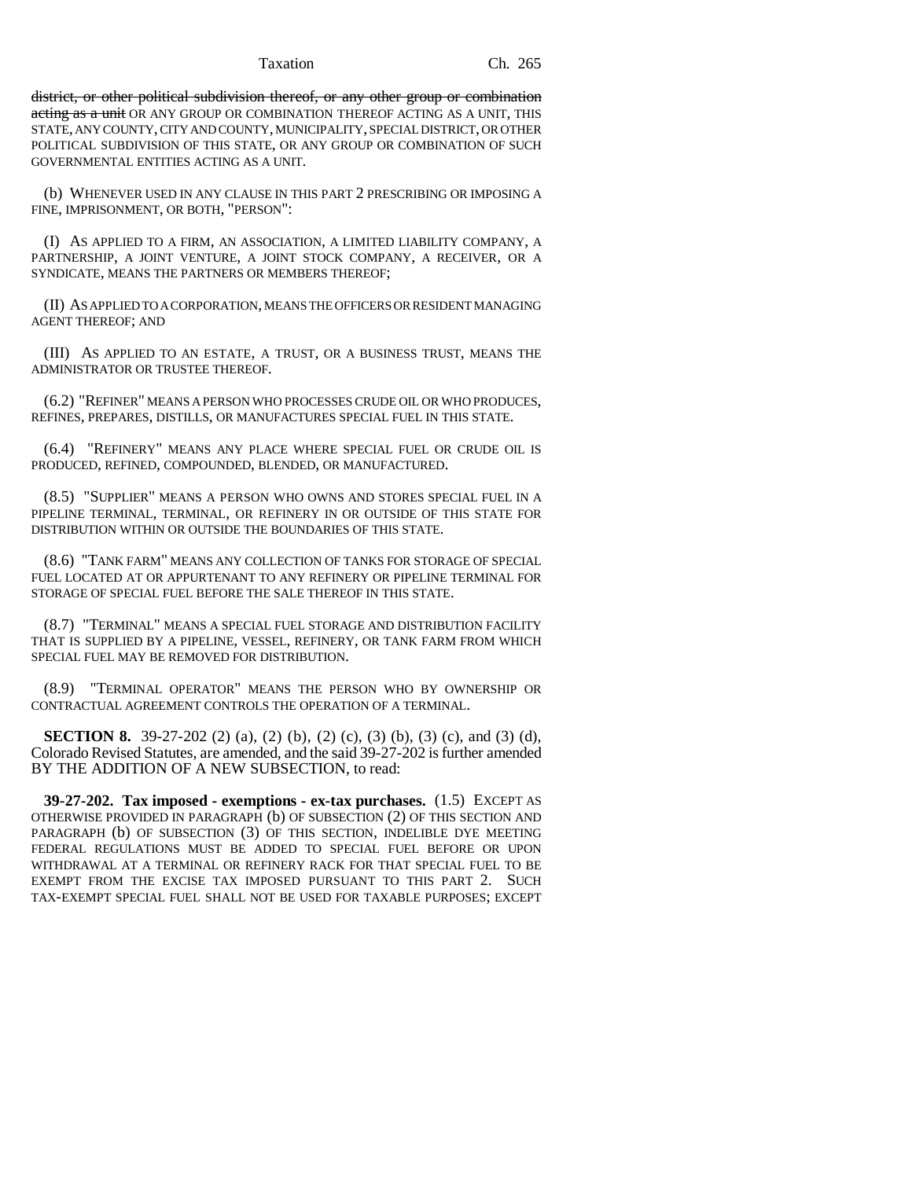~~district, or other political subdivision thereof, or any other group or combination acting as a unit~~ OR ANY GROUP OR COMBINATION THEREOF ACTING AS A UNIT, THIS STATE, ANY COUNTY, CITY AND COUNTY, MUNICIPALITY, SPECIAL DISTRICT, OR OTHER POLITICAL SUBDIVISION OF THIS STATE, OR ANY GROUP OR COMBINATION OF SUCH GOVERNMENTAL ENTITIES ACTING AS A UNIT.

(b) WHENEVER USED IN ANY CLAUSE IN THIS PART 2 PRESCRIBING OR IMPOSING A FINE, IMPRISONMENT, OR BOTH, "PERSON":

(I) AS APPLIED TO A FIRM, AN ASSOCIATION, A LIMITED LIABILITY COMPANY, A PARTNERSHIP, A JOINT VENTURE, A JOINT STOCK COMPANY, A RECEIVER, OR A SYNDICATE, MEANS THE PARTNERS OR MEMBERS THEREOF;

(II) AS APPLIED TO A CORPORATION, MEANS THE OFFICERS OR RESIDENT MANAGING AGENT THEREOF; AND

(III) AS APPLIED TO AN ESTATE, A TRUST, OR A BUSINESS TRUST, MEANS THE ADMINISTRATOR OR TRUSTEE THEREOF.

(6.2) "REFINER" MEANS A PERSON WHO PROCESSES CRUDE OIL OR WHO PRODUCES, REFINES, PREPARES, DISTILLS, OR MANUFACTURES SPECIAL FUEL IN THIS STATE.

(6.4) "REFINERY" MEANS ANY PLACE WHERE SPECIAL FUEL OR CRUDE OIL IS PRODUCED, REFINED, COMPOUNDED, BLENDED, OR MANUFACTURED.

(8.5) "SUPPLIER" MEANS A PERSON WHO OWNS AND STORES SPECIAL FUEL IN A PIPELINE TERMINAL, TERMINAL, OR REFINERY IN OR OUTSIDE OF THIS STATE FOR DISTRIBUTION WITHIN OR OUTSIDE THE BOUNDARIES OF THIS STATE.

(8.6) "TANK FARM" MEANS ANY COLLECTION OF TANKS FOR STORAGE OF SPECIAL FUEL LOCATED AT OR APPURTENANT TO ANY REFINERY OR PIPELINE TERMINAL FOR STORAGE OF SPECIAL FUEL BEFORE THE SALE THEREOF IN THIS STATE.

(8.7) "TERMINAL" MEANS A SPECIAL FUEL STORAGE AND DISTRIBUTION FACILITY THAT IS SUPPLIED BY A PIPELINE, VESSEL, REFINERY, OR TANK FARM FROM WHICH SPECIAL FUEL MAY BE REMOVED FOR DISTRIBUTION.

(8.9) "TERMINAL OPERATOR" MEANS THE PERSON WHO BY OWNERSHIP OR CONTRACTUAL AGREEMENT CONTROLS THE OPERATION OF A TERMINAL.

**SECTION 8.** 39-27-202 (2) (a), (2) (b), (2) (c), (3) (b), (3) (c), and (3) (d), Colorado Revised Statutes, are amended, and the said 39-27-202 is further amended BY THE ADDITION OF A NEW SUBSECTION, to read:

**39-27-202. Tax imposed - exemptions - ex-tax purchases.** (1.5) EXCEPT AS OTHERWISE PROVIDED IN PARAGRAPH (b) OF SUBSECTION (2) OF THIS SECTION AND PARAGRAPH (b) OF SUBSECTION (3) OF THIS SECTION, INDELIBLE DYE MEETING FEDERAL REGULATIONS MUST BE ADDED TO SPECIAL FUEL BEFORE OR UPON WITHDRAWAL AT A TERMINAL OR REFINERY RACK FOR THAT SPECIAL FUEL TO BE EXEMPT FROM THE EXCISE TAX IMPOSED PURSUANT TO THIS PART 2. SUCH TAX-EXEMPT SPECIAL FUEL SHALL NOT BE USED FOR TAXABLE PURPOSES; EXCEPT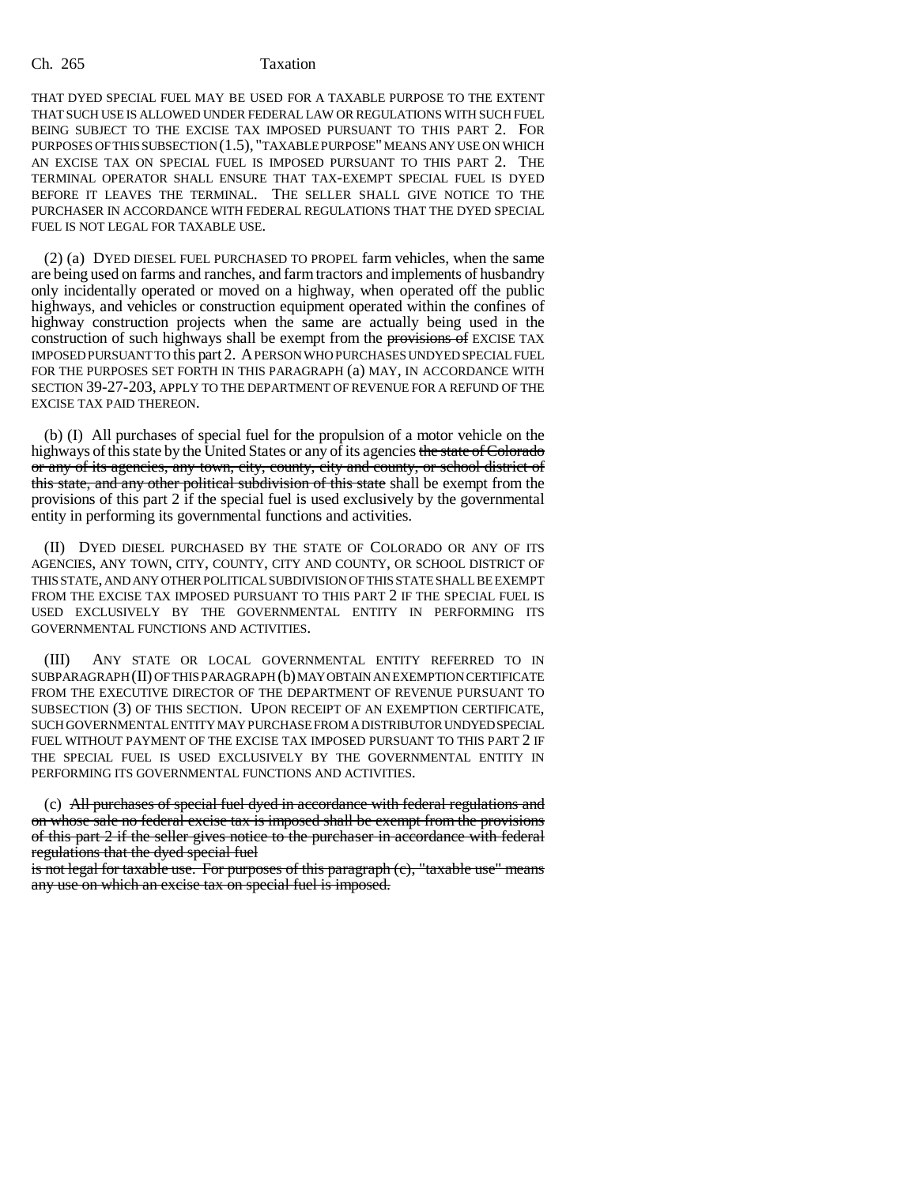THAT DYED SPECIAL FUEL MAY BE USED FOR A TAXABLE PURPOSE TO THE EXTENT THAT SUCH USE IS ALLOWED UNDER FEDERAL LAW OR REGULATIONS WITH SUCH FUEL BEING SUBJECT TO THE EXCISE TAX IMPOSED PURSUANT TO THIS PART 2. FOR PURPOSES OF THIS SUBSECTION (1.5), "TAXABLE PURPOSE" MEANS ANY USE ON WHICH AN EXCISE TAX ON SPECIAL FUEL IS IMPOSED PURSUANT TO THIS PART 2. THE TERMINAL OPERATOR SHALL ENSURE THAT TAX-EXEMPT SPECIAL FUEL IS DYED BEFORE IT LEAVES THE TERMINAL. THE SELLER SHALL GIVE NOTICE TO THE PURCHASER IN ACCORDANCE WITH FEDERAL REGULATIONS THAT THE DYED SPECIAL FUEL IS NOT LEGAL FOR TAXABLE USE.

(2) (a) DYED DIESEL FUEL PURCHASED TO PROPEL farm vehicles, when the same are being used on farms and ranches, and farm tractors and implements of husbandry only incidentally operated or moved on a highway, when operated off the public highways, and vehicles or construction equipment operated within the confines of highway construction projects when the same are actually being used in the construction of such highways shall be exempt from the ~~provisions of~~ EXCISE TAX IMPOSED PURSUANT TO this part 2. A PERSON WHO PURCHASES UNDYED SPECIAL FUEL FOR THE PURPOSES SET FORTH IN THIS PARAGRAPH (a) MAY, IN ACCORDANCE WITH SECTION 39-27-203, APPLY TO THE DEPARTMENT OF REVENUE FOR A REFUND OF THE EXCISE TAX PAID THEREON.

(b) (I) All purchases of special fuel for the propulsion of a motor vehicle on the highways of this state by the United States or any of its agencies ~~the state of Colorado or any of its agencies, any town, city, county, city and county, or school district of this state, and any other political subdivision of this state~~ shall be exempt from the provisions of this part 2 if the special fuel is used exclusively by the governmental entity in performing its governmental functions and activities.

(II) DYED DIESEL PURCHASED BY THE STATE OF COLORADO OR ANY OF ITS AGENCIES, ANY TOWN, CITY, COUNTY, CITY AND COUNTY, OR SCHOOL DISTRICT OF THIS STATE, AND ANY OTHER POLITICAL SUBDIVISION OF THIS STATE SHALL BE EXEMPT FROM THE EXCISE TAX IMPOSED PURSUANT TO THIS PART 2 IF THE SPECIAL FUEL IS USED EXCLUSIVELY BY THE GOVERNMENTAL ENTITY IN PERFORMING ITS GOVERNMENTAL FUNCTIONS AND ACTIVITIES.

(III) ANY STATE OR LOCAL GOVERNMENTAL ENTITY REFERRED TO IN SUBPARAGRAPH (II) OF THIS PARAGRAPH (b) MAY OBTAIN AN EXEMPTION CERTIFICATE FROM THE EXECUTIVE DIRECTOR OF THE DEPARTMENT OF REVENUE PURSUANT TO SUBSECTION (3) OF THIS SECTION. UPON RECEIPT OF AN EXEMPTION CERTIFICATE, SUCH GOVERNMENTAL ENTITY MAY PURCHASE FROM A DISTRIBUTOR UNDYED SPECIAL FUEL WITHOUT PAYMENT OF THE EXCISE TAX IMPOSED PURSUANT TO THIS PART 2 IF THE SPECIAL FUEL IS USED EXCLUSIVELY BY THE GOVERNMENTAL ENTITY IN PERFORMING ITS GOVERNMENTAL FUNCTIONS AND ACTIVITIES.

(c) ~~All purchases of special fuel dyed in accordance with federal regulations and on whose sale no federal excise tax is imposed shall be exempt from the provisions of this part 2 if the seller gives notice to the purchaser in accordance with federal regulations that the dyed special fuel is not legal for taxable use. For purposes of this paragraph (c), "taxable use" means any use on which an excise tax on special fuel is imposed.~~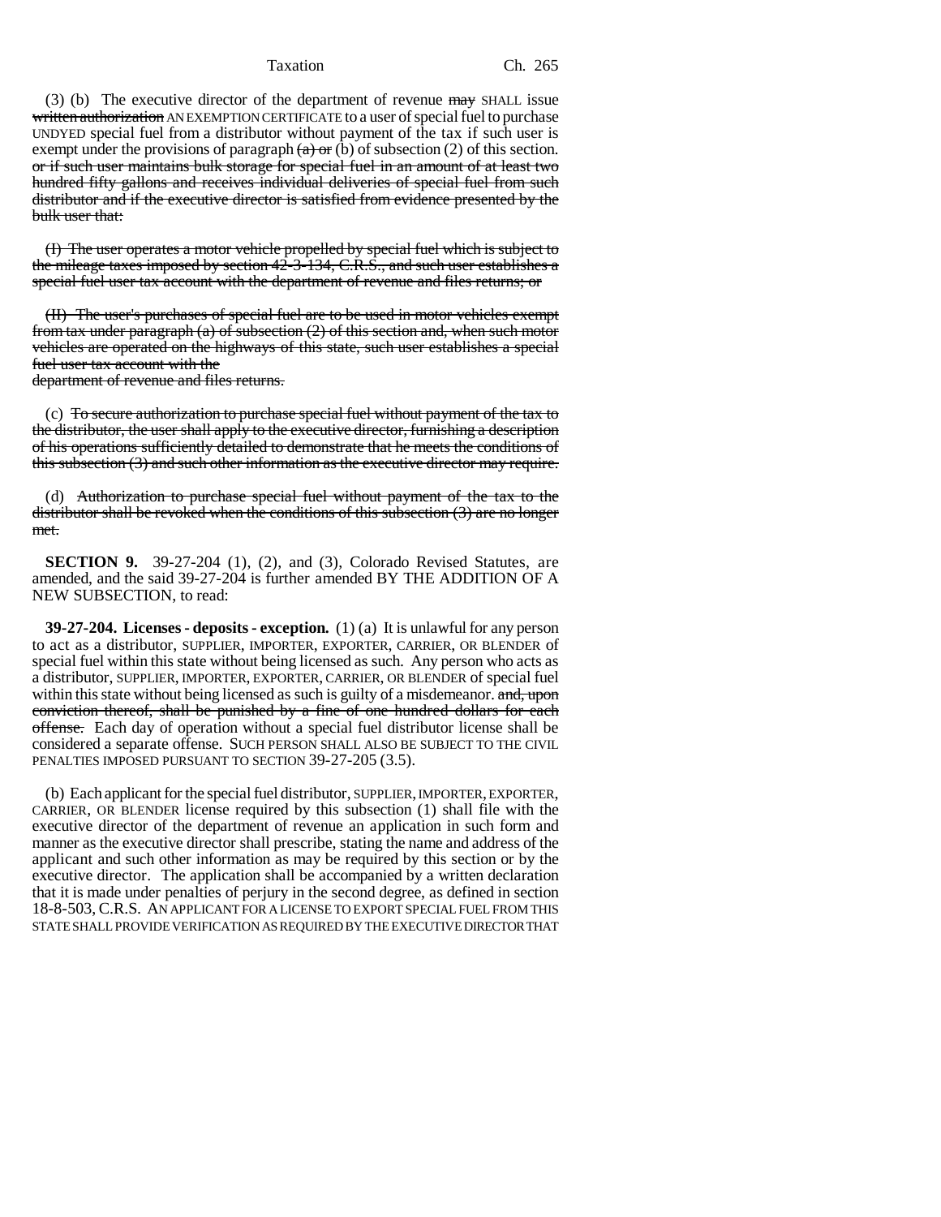(3) (b) The executive director of the department of revenue ~~may~~ SHALL issue ~~written authorization~~ AN EXEMPTION CERTIFICATE to a user of special fuel to purchase UNDYED special fuel from a distributor without payment of the tax if such user is exempt under the provisions of paragraph ~~(a) or~~ (b) of subsection (2) of this section. ~~or if such user maintains bulk storage for special fuel in an amount of at least two hundred fifty gallons and receives individual deliveries of special fuel from such distributor and if the executive director is satisfied from evidence presented by the bulk user that:~~

~~(I) The user operates a motor vehicle propelled by special fuel which is subject to the mileage taxes imposed by section 42-3-134, C.R.S., and such user establishes a special fuel user tax account with the department of revenue and files returns; or~~

~~(II) The user's purchases of special fuel are to be used in motor vehicles exempt from tax under paragraph (a) of subsection (2) of this section and, when such motor vehicles are operated on the highways of this state, such user establishes a special fuel user tax account with the department of revenue and files returns.~~

(c) ~~To secure authorization to purchase special fuel without payment of the tax to the distributor, the user shall apply to the executive director, furnishing a description of his operations sufficiently detailed to demonstrate that he meets the conditions of this subsection (3) and such other information as the executive director may require.~~

(d) ~~Authorization to purchase special fuel without payment of the tax to the distributor shall be revoked when the conditions of this subsection (3) are no longer met.~~

**SECTION 9.** 39-27-204 (1), (2), and (3), Colorado Revised Statutes, are amended, and the said 39-27-204 is further amended BY THE ADDITION OF A NEW SUBSECTION, to read:

**39-27-204. Licenses - deposits - exception.** (1) (a) It is unlawful for any person to act as a distributor, SUPPLIER, IMPORTER, EXPORTER, CARRIER, OR BLENDER of special fuel within this state without being licensed as such. Any person who acts as a distributor, SUPPLIER, IMPORTER, EXPORTER, CARRIER, OR BLENDER of special fuel within this state without being licensed as such is guilty of a misdemeanor. ~~and, upon conviction thereof, shall be punished by a fine of one hundred dollars for each offense.~~ Each day of operation without a special fuel distributor license shall be considered a separate offense. SUCH PERSON SHALL ALSO BE SUBJECT TO THE CIVIL PENALTIES IMPOSED PURSUANT TO SECTION 39-27-205 (3.5).

(b) Each applicant for the special fuel distributor, SUPPLIER, IMPORTER, EXPORTER, CARRIER, OR BLENDER license required by this subsection (1) shall file with the executive director of the department of revenue an application in such form and manner as the executive director shall prescribe, stating the name and address of the applicant and such other information as may be required by this section or by the executive director. The application shall be accompanied by a written declaration that it is made under penalties of perjury in the second degree, as defined in section 18-8-503, C.R.S. AN APPLICANT FOR A LICENSE TO EXPORT SPECIAL FUEL FROM THIS STATE SHALL PROVIDE VERIFICATION AS REQUIRED BY THE EXECUTIVE DIRECTOR THAT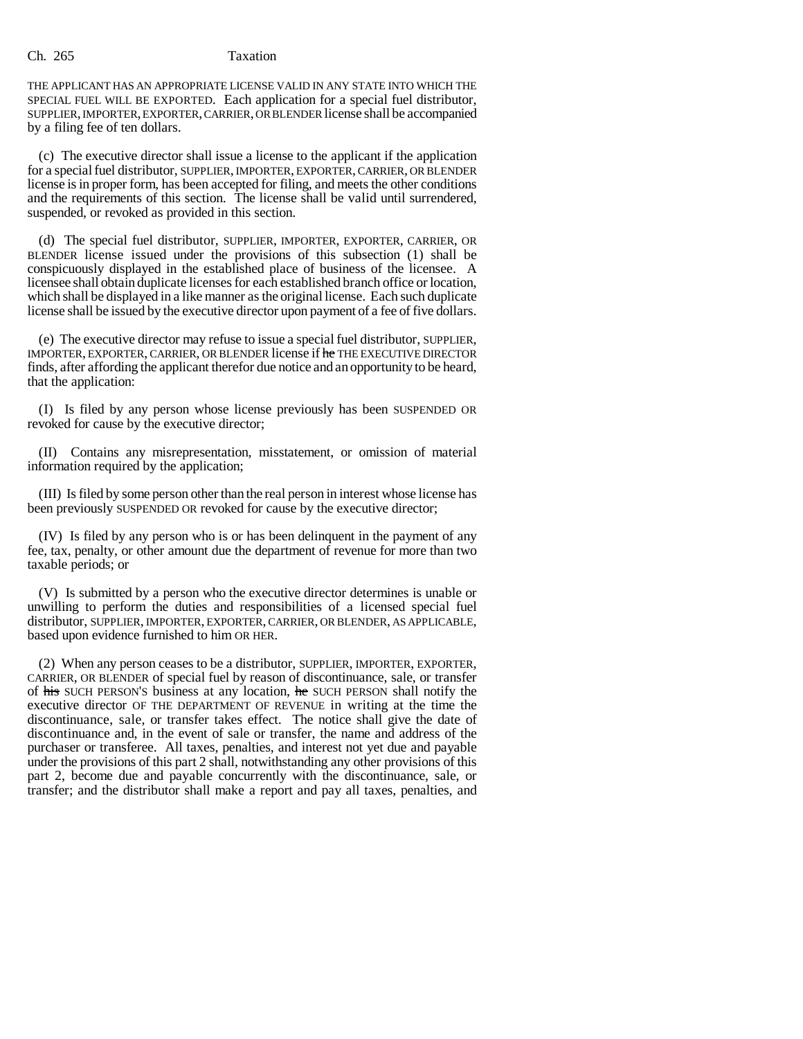THE APPLICANT HAS AN APPROPRIATE LICENSE VALID IN ANY STATE INTO WHICH THE SPECIAL FUEL WILL BE EXPORTED. Each application for a special fuel distributor, SUPPLIER, IMPORTER, EXPORTER, CARRIER, OR BLENDER license shall be accompanied by a filing fee of ten dollars.

(c) The executive director shall issue a license to the applicant if the application for a special fuel distributor, SUPPLIER, IMPORTER, EXPORTER, CARRIER, OR BLENDER license is in proper form, has been accepted for filing, and meets the other conditions and the requirements of this section. The license shall be valid until surrendered, suspended, or revoked as provided in this section.

(d) The special fuel distributor, SUPPLIER, IMPORTER, EXPORTER, CARRIER, OR BLENDER license issued under the provisions of this subsection (1) shall be conspicuously displayed in the established place of business of the licensee. A licensee shall obtain duplicate licenses for each established branch office or location, which shall be displayed in a like manner as the original license. Each such duplicate license shall be issued by the executive director upon payment of a fee of five dollars.

(e) The executive director may refuse to issue a special fuel distributor, SUPPLIER, IMPORTER, EXPORTER, CARRIER, OR BLENDER license if ~~he~~ THE EXECUTIVE DIRECTOR finds, after affording the applicant therefor due notice and an opportunity to be heard, that the application:

(I) Is filed by any person whose license previously has been SUSPENDED OR revoked for cause by the executive director;

(II) Contains any misrepresentation, misstatement, or omission of material information required by the application;

(III) Is filed by some person other than the real person in interest whose license has been previously SUSPENDED OR revoked for cause by the executive director;

(IV) Is filed by any person who is or has been delinquent in the payment of any fee, tax, penalty, or other amount due the department of revenue for more than two taxable periods; or

(V) Is submitted by a person who the executive director determines is unable or unwilling to perform the duties and responsibilities of a licensed special fuel distributor, SUPPLIER, IMPORTER, EXPORTER, CARRIER, OR BLENDER, AS APPLICABLE, based upon evidence furnished to him OR HER.

(2) When any person ceases to be a distributor, SUPPLIER, IMPORTER, EXPORTER, CARRIER, OR BLENDER of special fuel by reason of discontinuance, sale, or transfer of ~~his~~ SUCH PERSON'S business at any location, ~~he~~ SUCH PERSON shall notify the executive director OF THE DEPARTMENT OF REVENUE in writing at the time the discontinuance, sale, or transfer takes effect. The notice shall give the date of discontinuance and, in the event of sale or transfer, the name and address of the purchaser or transferee. All taxes, penalties, and interest not yet due and payable under the provisions of this part 2 shall, notwithstanding any other provisions of this part 2, become due and payable concurrently with the discontinuance, sale, or transfer; and the distributor shall make a report and pay all taxes, penalties, and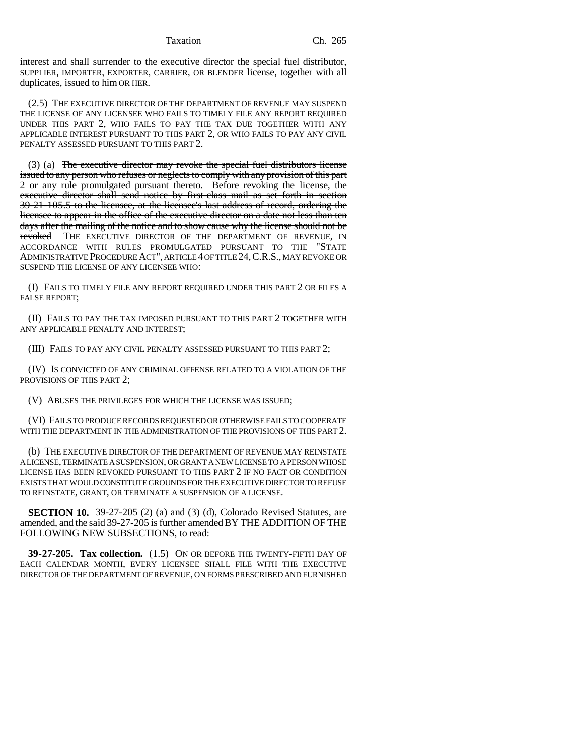interest and shall surrender to the executive director the special fuel distributor, SUPPLIER, IMPORTER, EXPORTER, CARRIER, OR BLENDER license, together with all duplicates, issued to him OR HER.

(2.5) THE EXECUTIVE DIRECTOR OF THE DEPARTMENT OF REVENUE MAY SUSPEND THE LICENSE OF ANY LICENSEE WHO FAILS TO TIMELY FILE ANY REPORT REQUIRED UNDER THIS PART 2, WHO FAILS TO PAY THE TAX DUE TOGETHER WITH ANY APPLICABLE INTEREST PURSUANT TO THIS PART 2, OR WHO FAILS TO PAY ANY CIVIL PENALTY ASSESSED PURSUANT TO THIS PART 2.

(3) (a) ~~The executive director may revoke the special fuel distributors license issued to any person who refuses or neglects to comply with any provision of this part 2 or any rule promulgated pursuant thereto. Before revoking the license, the executive director shall send notice by first-class mail as set forth in section 39-21-105.5 to the licensee, at the licensee's last address of record, ordering the licensee to appear in the office of the executive director on a date not less than ten days after the mailing of the notice and to show cause why the license should not be revoked~~ THE EXECUTIVE DIRECTOR OF THE DEPARTMENT OF REVENUE, IN ACCORDANCE WITH RULES PROMULGATED PURSUANT TO THE "STATE ADMINISTRATIVE PROCEDURE ACT", ARTICLE 4 OF TITLE 24, C.R.S., MAY REVOKE OR SUSPEND THE LICENSE OF ANY LICENSEE WHO:

(I) FAILS TO TIMELY FILE ANY REPORT REQUIRED UNDER THIS PART 2 OR FILES A FALSE REPORT;

(II) FAILS TO PAY THE TAX IMPOSED PURSUANT TO THIS PART 2 TOGETHER WITH ANY APPLICABLE PENALTY AND INTEREST;

(III) FAILS TO PAY ANY CIVIL PENALTY ASSESSED PURSUANT TO THIS PART 2;

(IV) IS CONVICTED OF ANY CRIMINAL OFFENSE RELATED TO A VIOLATION OF THE PROVISIONS OF THIS PART 2;

(V) ABUSES THE PRIVILEGES FOR WHICH THE LICENSE WAS ISSUED;

(VI) FAILS TO PRODUCE RECORDS REQUESTED OR OTHERWISE FAILS TO COOPERATE WITH THE DEPARTMENT IN THE ADMINISTRATION OF THE PROVISIONS OF THIS PART 2.

(b) THE EXECUTIVE DIRECTOR OF THE DEPARTMENT OF REVENUE MAY REINSTATE A LICENSE, TERMINATE A SUSPENSION, OR GRANT A NEW LICENSE TO A PERSON WHOSE LICENSE HAS BEEN REVOKED PURSUANT TO THIS PART 2 IF NO FACT OR CONDITION EXISTS THAT WOULD CONSTITUTE GROUNDS FOR THE EXECUTIVE DIRECTOR TO REFUSE TO REINSTATE, GRANT, OR TERMINATE A SUSPENSION OF A LICENSE.

**SECTION 10.** 39-27-205 (2) (a) and (3) (d), Colorado Revised Statutes, are amended, and the said 39-27-205 is further amended BY THE ADDITION OF THE FOLLOWING NEW SUBSECTIONS, to read:

**39-27-205. Tax collection.** (1.5) ON OR BEFORE THE TWENTY-FIFTH DAY OF EACH CALENDAR MONTH, EVERY LICENSEE SHALL FILE WITH THE EXECUTIVE DIRECTOR OF THE DEPARTMENT OF REVENUE, ON FORMS PRESCRIBED AND FURNISHED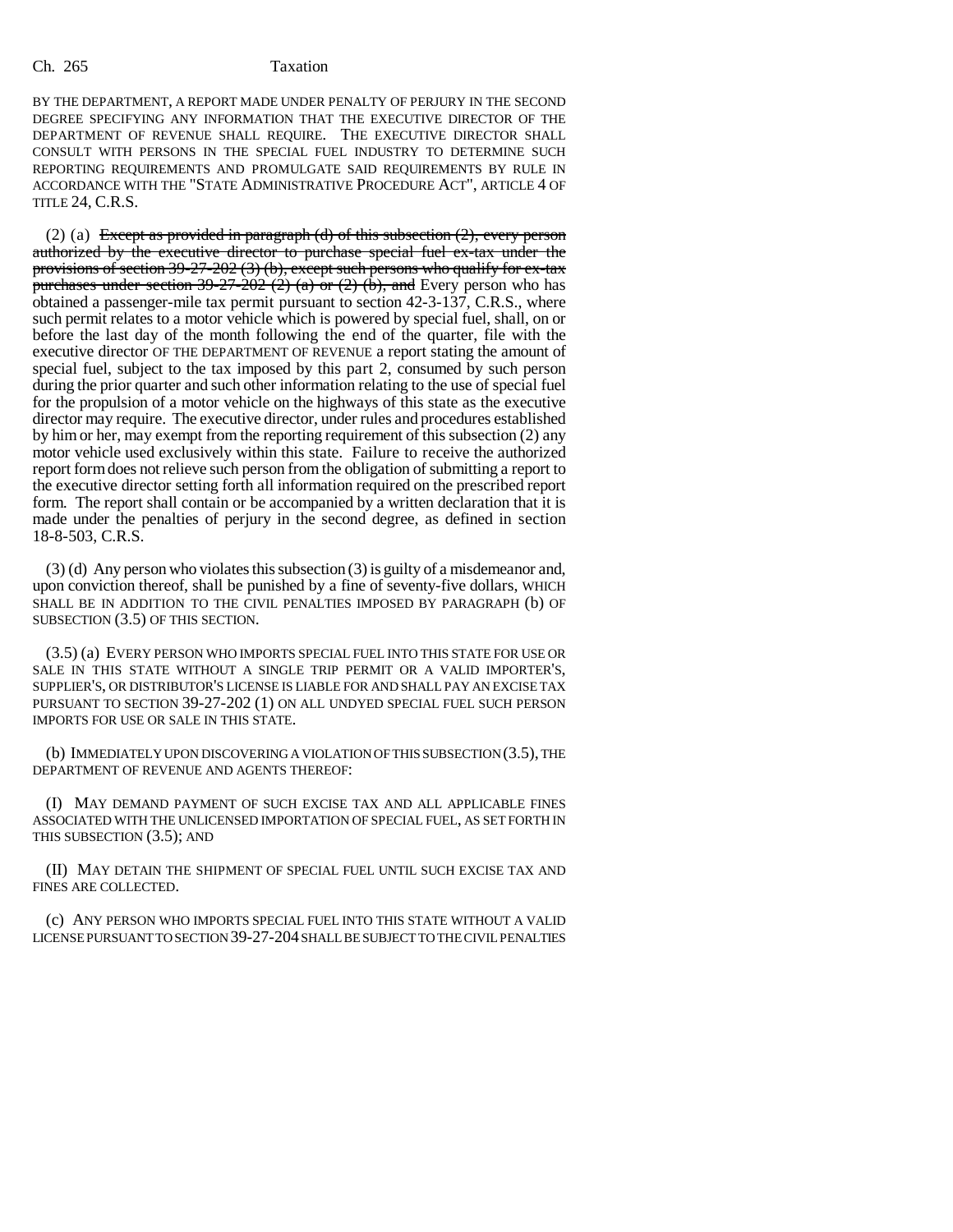BY THE DEPARTMENT, A REPORT MADE UNDER PENALTY OF PERJURY IN THE SECOND DEGREE SPECIFYING ANY INFORMATION THAT THE EXECUTIVE DIRECTOR OF THE DEPARTMENT OF REVENUE SHALL REQUIRE. THE EXECUTIVE DIRECTOR SHALL CONSULT WITH PERSONS IN THE SPECIAL FUEL INDUSTRY TO DETERMINE SUCH REPORTING REQUIREMENTS AND PROMULGATE SAID REQUIREMENTS BY RULE IN ACCORDANCE WITH THE "STATE ADMINISTRATIVE PROCEDURE ACT", ARTICLE 4 OF TITLE 24, C.R.S.

(2) (a) ~~Except as provided in paragraph (d) of this subsection (2), every person authorized by the executive director to purchase special fuel ex-tax under the provisions of section 39-27-202 (3) (b), except such persons who qualify for ex-tax purchases under section 39-27-202 (2) (a) or (2) (b), and~~ Every person who has obtained a passenger-mile tax permit pursuant to section 42-3-137, C.R.S., where such permit relates to a motor vehicle which is powered by special fuel, shall, on or before the last day of the month following the end of the quarter, file with the executive director OF THE DEPARTMENT OF REVENUE a report stating the amount of special fuel, subject to the tax imposed by this part 2, consumed by such person during the prior quarter and such other information relating to the use of special fuel for the propulsion of a motor vehicle on the highways of this state as the executive director may require. The executive director, under rules and procedures established by him or her, may exempt from the reporting requirement of this subsection (2) any motor vehicle used exclusively within this state. Failure to receive the authorized report form does not relieve such person from the obligation of submitting a report to the executive director setting forth all information required on the prescribed report form. The report shall contain or be accompanied by a written declaration that it is made under the penalties of perjury in the second degree, as defined in section 18-8-503, C.R.S.

(3) (d) Any person who violates this subsection (3) is guilty of a misdemeanor and, upon conviction thereof, shall be punished by a fine of seventy-five dollars, WHICH SHALL BE IN ADDITION TO THE CIVIL PENALTIES IMPOSED BY PARAGRAPH (b) OF SUBSECTION (3.5) OF THIS SECTION.

(3.5) (a) EVERY PERSON WHO IMPORTS SPECIAL FUEL INTO THIS STATE FOR USE OR SALE IN THIS STATE WITHOUT A SINGLE TRIP PERMIT OR A VALID IMPORTER'S, SUPPLIER'S, OR DISTRIBUTOR'S LICENSE IS LIABLE FOR AND SHALL PAY AN EXCISE TAX PURSUANT TO SECTION 39-27-202 (1) ON ALL UNDYED SPECIAL FUEL SUCH PERSON IMPORTS FOR USE OR SALE IN THIS STATE.

(b) IMMEDIATELY UPON DISCOVERING A VIOLATION OF THIS SUBSECTION (3.5), THE DEPARTMENT OF REVENUE AND AGENTS THEREOF:

(I) MAY DEMAND PAYMENT OF SUCH EXCISE TAX AND ALL APPLICABLE FINES ASSOCIATED WITH THE UNLICENSED IMPORTATION OF SPECIAL FUEL, AS SET FORTH IN THIS SUBSECTION (3.5); AND

(II) MAY DETAIN THE SHIPMENT OF SPECIAL FUEL UNTIL SUCH EXCISE TAX AND FINES ARE COLLECTED.

(c) ANY PERSON WHO IMPORTS SPECIAL FUEL INTO THIS STATE WITHOUT A VALID LICENSE PURSUANT TO SECTION 39-27-204 SHALL BE SUBJECT TO THE CIVIL PENALTIES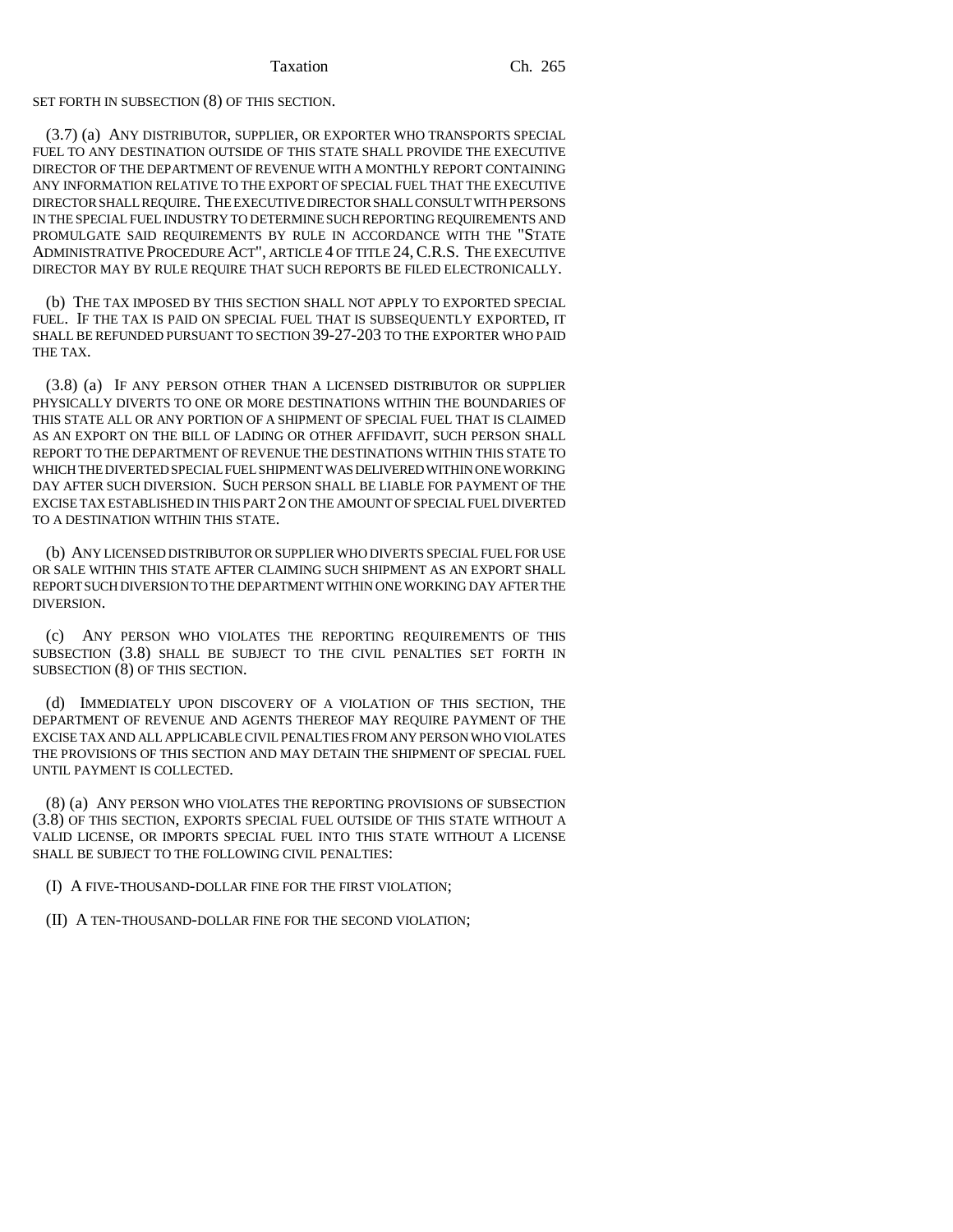SET FORTH IN SUBSECTION (8) OF THIS SECTION.

(3.7) (a) ANY DISTRIBUTOR, SUPPLIER, OR EXPORTER WHO TRANSPORTS SPECIAL FUEL TO ANY DESTINATION OUTSIDE OF THIS STATE SHALL PROVIDE THE EXECUTIVE DIRECTOR OF THE DEPARTMENT OF REVENUE WITH A MONTHLY REPORT CONTAINING ANY INFORMATION RELATIVE TO THE EXPORT OF SPECIAL FUEL THAT THE EXECUTIVE DIRECTOR SHALL REQUIRE. THE EXECUTIVE DIRECTOR SHALL CONSULT WITH PERSONS IN THE SPECIAL FUEL INDUSTRY TO DETERMINE SUCH REPORTING REQUIREMENTS AND PROMULGATE SAID REQUIREMENTS BY RULE IN ACCORDANCE WITH THE "STATE ADMINISTRATIVE PROCEDURE ACT", ARTICLE 4 OF TITLE 24, C.R.S. THE EXECUTIVE DIRECTOR MAY BY RULE REQUIRE THAT SUCH REPORTS BE FILED ELECTRONICALLY.

(b) THE TAX IMPOSED BY THIS SECTION SHALL NOT APPLY TO EXPORTED SPECIAL FUEL. IF THE TAX IS PAID ON SPECIAL FUEL THAT IS SUBSEQUENTLY EXPORTED, IT SHALL BE REFUNDED PURSUANT TO SECTION 39-27-203 TO THE EXPORTER WHO PAID THE TAX.

(3.8) (a) IF ANY PERSON OTHER THAN A LICENSED DISTRIBUTOR OR SUPPLIER PHYSICALLY DIVERTS TO ONE OR MORE DESTINATIONS WITHIN THE BOUNDARIES OF THIS STATE ALL OR ANY PORTION OF A SHIPMENT OF SPECIAL FUEL THAT IS CLAIMED AS AN EXPORT ON THE BILL OF LADING OR OTHER AFFIDAVIT, SUCH PERSON SHALL REPORT TO THE DEPARTMENT OF REVENUE THE DESTINATIONS WITHIN THIS STATE TO WHICH THE DIVERTED SPECIAL FUEL SHIPMENT WAS DELIVERED WITHIN ONE WORKING DAY AFTER SUCH DIVERSION. SUCH PERSON SHALL BE LIABLE FOR PAYMENT OF THE EXCISE TAX ESTABLISHED IN THIS PART 2 ON THE AMOUNT OF SPECIAL FUEL DIVERTED TO A DESTINATION WITHIN THIS STATE.

(b) ANY LICENSED DISTRIBUTOR OR SUPPLIER WHO DIVERTS SPECIAL FUEL FOR USE OR SALE WITHIN THIS STATE AFTER CLAIMING SUCH SHIPMENT AS AN EXPORT SHALL REPORT SUCH DIVERSION TO THE DEPARTMENT WITHIN ONE WORKING DAY AFTER THE DIVERSION.

(c) ANY PERSON WHO VIOLATES THE REPORTING REQUIREMENTS OF THIS SUBSECTION (3.8) SHALL BE SUBJECT TO THE CIVIL PENALTIES SET FORTH IN SUBSECTION (8) OF THIS SECTION.

(d) IMMEDIATELY UPON DISCOVERY OF A VIOLATION OF THIS SECTION, THE DEPARTMENT OF REVENUE AND AGENTS THEREOF MAY REQUIRE PAYMENT OF THE EXCISE TAX AND ALL APPLICABLE CIVIL PENALTIES FROM ANY PERSON WHO VIOLATES THE PROVISIONS OF THIS SECTION AND MAY DETAIN THE SHIPMENT OF SPECIAL FUEL UNTIL PAYMENT IS COLLECTED.

(8) (a) ANY PERSON WHO VIOLATES THE REPORTING PROVISIONS OF SUBSECTION (3.8) OF THIS SECTION, EXPORTS SPECIAL FUEL OUTSIDE OF THIS STATE WITHOUT A VALID LICENSE, OR IMPORTS SPECIAL FUEL INTO THIS STATE WITHOUT A LICENSE SHALL BE SUBJECT TO THE FOLLOWING CIVIL PENALTIES:

(I) A FIVE-THOUSAND-DOLLAR FINE FOR THE FIRST VIOLATION;

(II) A TEN-THOUSAND-DOLLAR FINE FOR THE SECOND VIOLATION;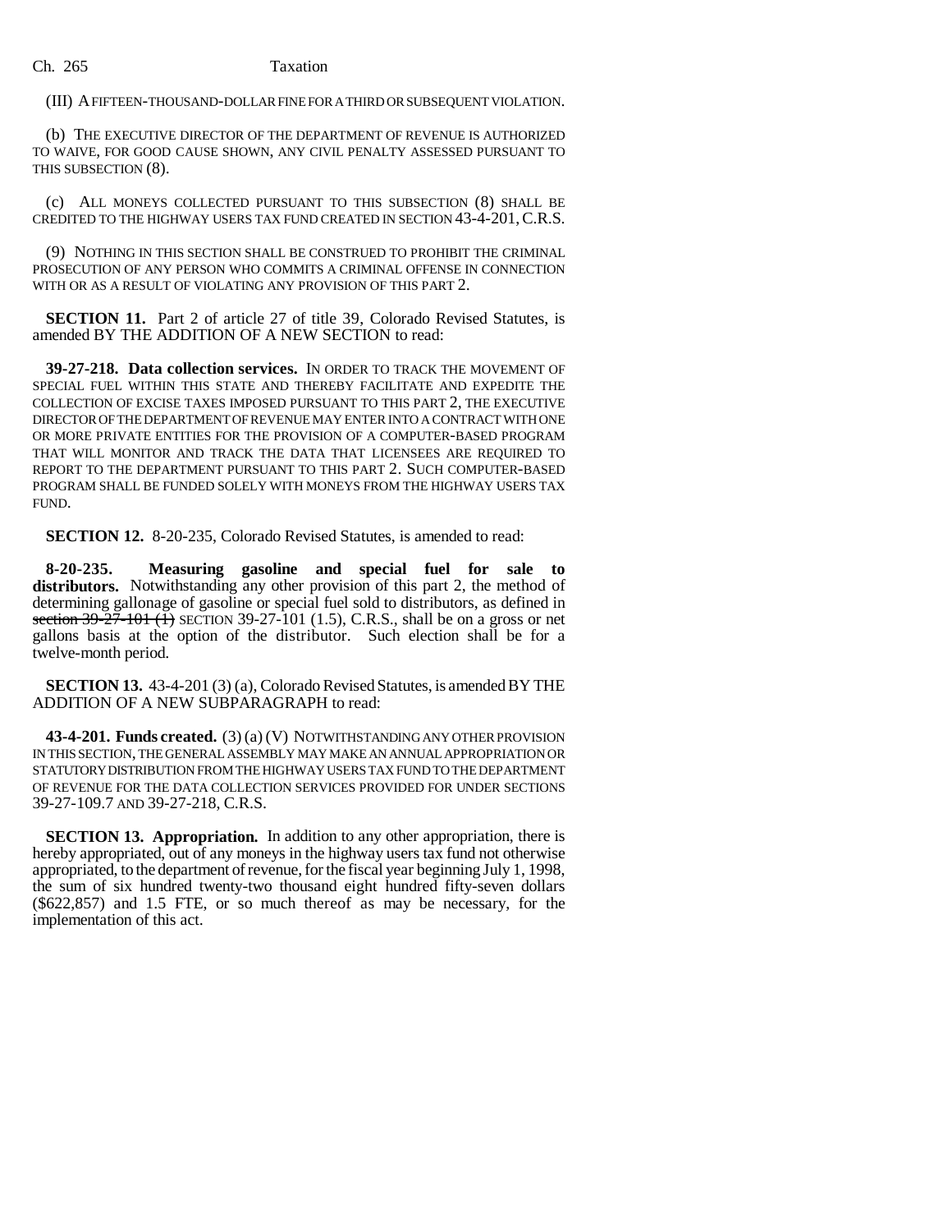(III) A FIFTEEN-THOUSAND-DOLLAR FINE FOR A THIRD OR SUBSEQUENT VIOLATION.

(b) THE EXECUTIVE DIRECTOR OF THE DEPARTMENT OF REVENUE IS AUTHORIZED TO WAIVE, FOR GOOD CAUSE SHOWN, ANY CIVIL PENALTY ASSESSED PURSUANT TO THIS SUBSECTION (8).

(c) ALL MONEYS COLLECTED PURSUANT TO THIS SUBSECTION (8) SHALL BE CREDITED TO THE HIGHWAY USERS TAX FUND CREATED IN SECTION 43-4-201, C.R.S.

(9) NOTHING IN THIS SECTION SHALL BE CONSTRUED TO PROHIBIT THE CRIMINAL PROSECUTION OF ANY PERSON WHO COMMITS A CRIMINAL OFFENSE IN CONNECTION WITH OR AS A RESULT OF VIOLATING ANY PROVISION OF THIS PART 2.

**SECTION 11.** Part 2 of article 27 of title 39, Colorado Revised Statutes, is amended BY THE ADDITION OF A NEW SECTION to read:

**39-27-218. Data collection services.** IN ORDER TO TRACK THE MOVEMENT OF SPECIAL FUEL WITHIN THIS STATE AND THEREBY FACILITATE AND EXPEDITE THE COLLECTION OF EXCISE TAXES IMPOSED PURSUANT TO THIS PART 2, THE EXECUTIVE DIRECTOR OF THE DEPARTMENT OF REVENUE MAY ENTER INTO A CONTRACT WITH ONE OR MORE PRIVATE ENTITIES FOR THE PROVISION OF A COMPUTER-BASED PROGRAM THAT WILL MONITOR AND TRACK THE DATA THAT LICENSEES ARE REQUIRED TO REPORT TO THE DEPARTMENT PURSUANT TO THIS PART 2. SUCH COMPUTER-BASED PROGRAM SHALL BE FUNDED SOLELY WITH MONEYS FROM THE HIGHWAY USERS TAX FUND.

**SECTION 12.** 8-20-235, Colorado Revised Statutes, is amended to read:

**8-20-235. Measuring gasoline and special fuel for sale to distributors.** Notwithstanding any other provision of this part 2, the method of determining gallonage of gasoline or special fuel sold to distributors, as defined in ~~section 39-27-101 (1)~~ SECTION 39-27-101 (1.5), C.R.S., shall be on a gross or net gallons basis at the option of the distributor. Such election shall be for a twelve-month period.

**SECTION 13.** 43-4-201 (3) (a), Colorado Revised Statutes, is amended BY THE ADDITION OF A NEW SUBPARAGRAPH to read:

**43-4-201. Funds created.** (3) (a) (V) NOTWITHSTANDING ANY OTHER PROVISION IN THIS SECTION, THE GENERAL ASSEMBLY MAY MAKE AN ANNUAL APPROPRIATION OR STATUTORY DISTRIBUTION FROM THE HIGHWAY USERS TAX FUND TO THE DEPARTMENT OF REVENUE FOR THE DATA COLLECTION SERVICES PROVIDED FOR UNDER SECTIONS 39-27-109.7 AND 39-27-218, C.R.S.

**SECTION 13. Appropriation.** In addition to any other appropriation, there is hereby appropriated, out of any moneys in the highway users tax fund not otherwise appropriated, to the department of revenue, for the fiscal year beginning July 1, 1998, the sum of six hundred twenty-two thousand eight hundred fifty-seven dollars ($622,857) and 1.5 FTE, or so much thereof as may be necessary, for the implementation of this act.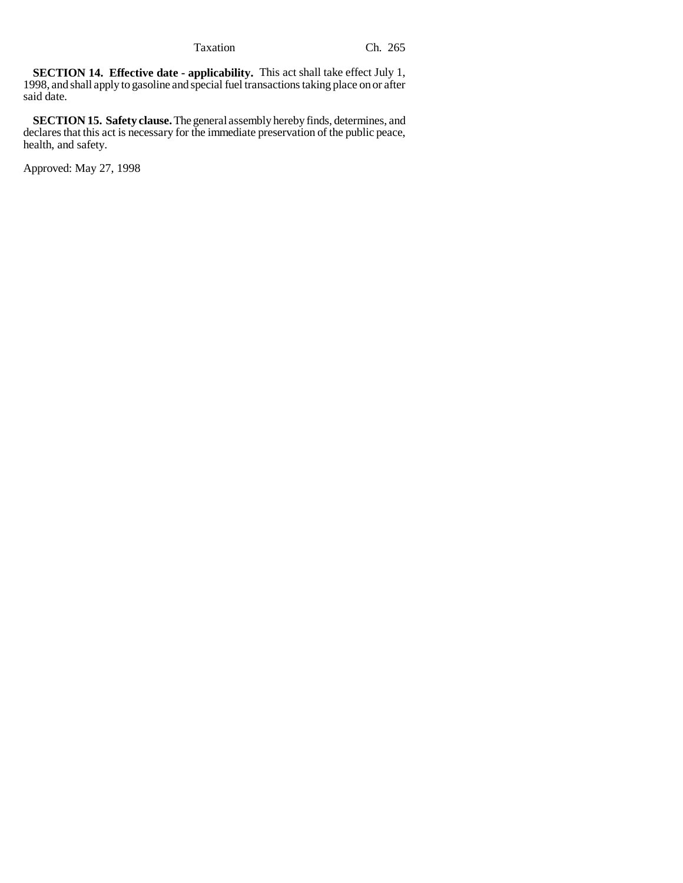**SECTION 14. Effective date - applicability.** This act shall take effect July 1, 1998, and shall apply to gasoline and special fuel transactions taking place on or after said date.

**SECTION 15. Safety clause.** The general assembly hereby finds, determines, and declares that this act is necessary for the immediate preservation of the public peace, health, and safety.

Approved: May 27, 1998